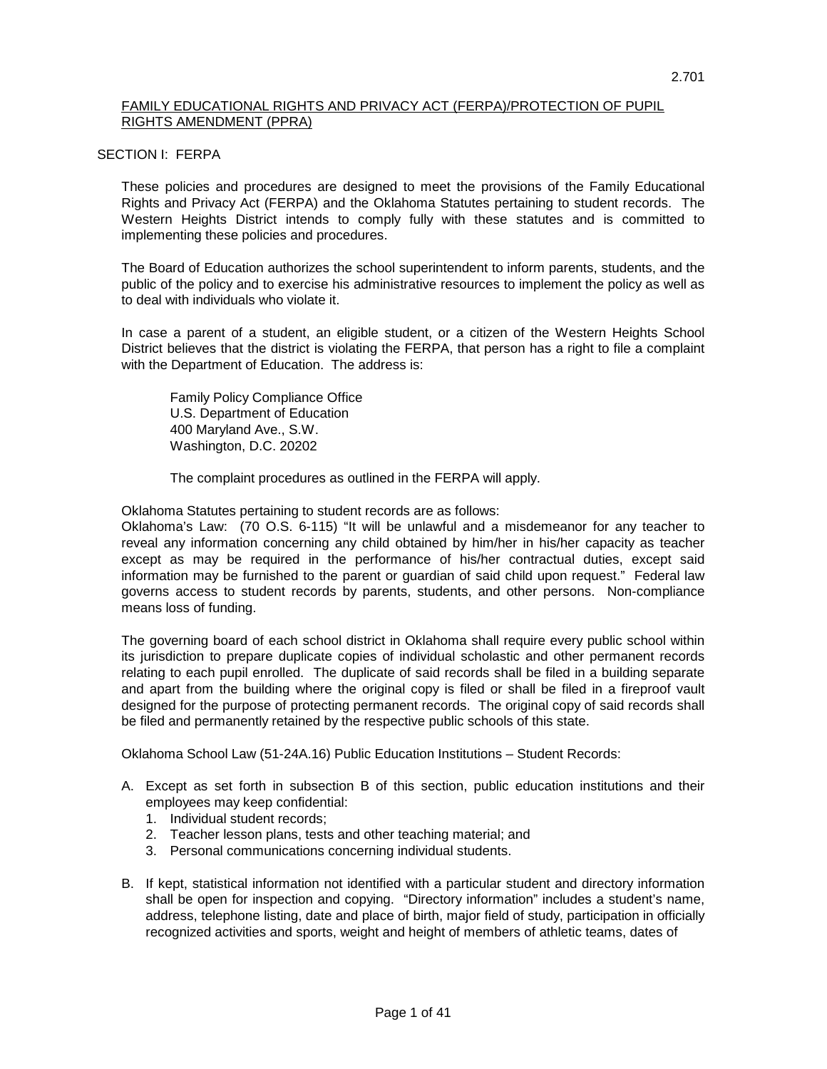2.701

## FAMILY EDUCATIONAL RIGHTS AND PRIVACY ACT (FERPA)/PROTECTION OF PUPIL RIGHTS AMENDMENT (PPRA)

### SECTION I: FERPA

These policies and procedures are designed to meet the provisions of the Family Educational Rights and Privacy Act (FERPA) and the Oklahoma Statutes pertaining to student records. The Western Heights District intends to comply fully with these statutes and is committed to implementing these policies and procedures.

The Board of Education authorizes the school superintendent to inform parents, students, and the public of the policy and to exercise his administrative resources to implement the policy as well as to deal with individuals who violate it.

In case a parent of a student, an eligible student, or a citizen of the Western Heights School District believes that the district is violating the FERPA, that person has a right to file a complaint with the Department of Education. The address is:

> Family Policy Compliance Office
> U.S. Department of Education
> 400 Maryland Ave., S.W.
> Washington, D.C. 20202
>
> The complaint procedures as outlined in the FERPA will apply.

Oklahoma Statutes pertaining to student records are as follows:
Oklahoma's Law: (70 O.S. 6-115) "It will be unlawful and a misdemeanor for any teacher to reveal any information concerning any child obtained by him/her in his/her capacity as teacher except as may be required in the performance of his/her contractual duties, except said information may be furnished to the parent or guardian of said child upon request." Federal law governs access to student records by parents, students, and other persons. Non-compliance means loss of funding.

The governing board of each school district in Oklahoma shall require every public school within its jurisdiction to prepare duplicate copies of individual scholastic and other permanent records relating to each pupil enrolled. The duplicate of said records shall be filed in a building separate and apart from the building where the original copy is filed or shall be filed in a fireproof vault designed for the purpose of protecting permanent records. The original copy of said records shall be filed and permanently retained by the respective public schools of this state.

Oklahoma School Law (51-24A.16) Public Education Institutions – Student Records:

A. Except as set forth in subsection B of this section, public education institutions and their employees may keep confidential:
   1. Individual student records;
   2. Teacher lesson plans, tests and other teaching material; and
   3. Personal communications concerning individual students.

B. If kept, statistical information not identified with a particular student and directory information shall be open for inspection and copying. "Directory information" includes a student's name, address, telephone listing, date and place of birth, major field of study, participation in officially recognized activities and sports, weight and height of members of athletic teams, dates of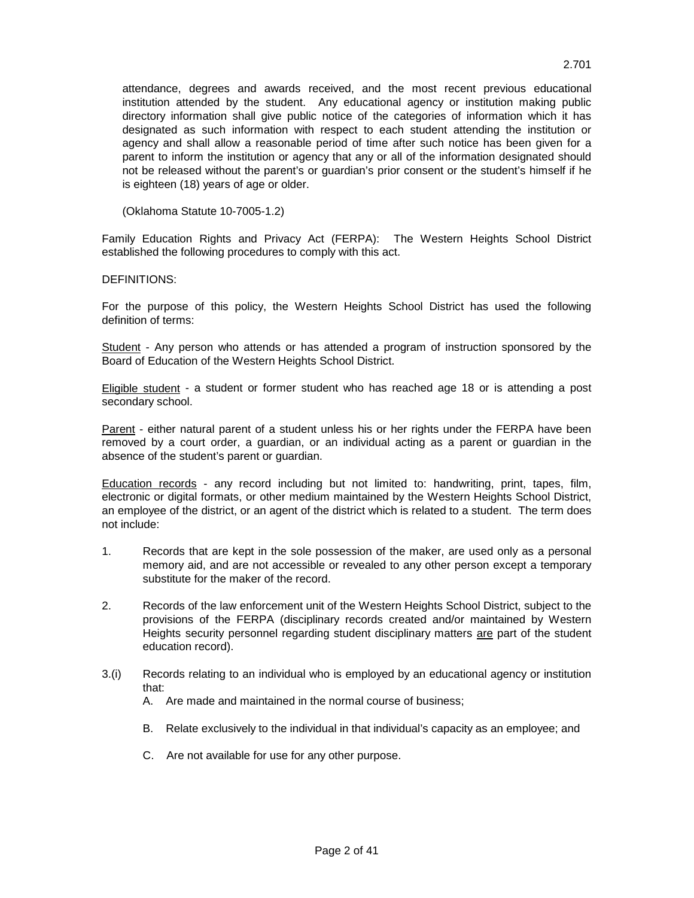attendance, degrees and awards received, and the most recent previous educational institution attended by the student. Any educational agency or institution making public directory information shall give public notice of the categories of information which it has designated as such information with respect to each student attending the institution or agency and shall allow a reasonable period of time after such notice has been given for a parent to inform the institution or agency that any or all of the information designated should not be released without the parent's or guardian's prior consent or the student's himself if he is eighteen (18) years of age or older.

(Oklahoma Statute 10-7005-1.2)

Family Education Rights and Privacy Act (FERPA): The Western Heights School District established the following procedures to comply with this act.

DEFINITIONS:

For the purpose of this policy, the Western Heights School District has used the following definition of terms:

<u>Student</u> - Any person who attends or has attended a program of instruction sponsored by the Board of Education of the Western Heights School District.

<u>Eligible student</u> - a student or former student who has reached age 18 or is attending a post secondary school.

<u>Parent</u> - either natural parent of a student unless his or her rights under the FERPA have been removed by a court order, a guardian, or an individual acting as a parent or guardian in the absence of the student's parent or guardian.

<u>Education records</u> - any record including but not limited to: handwriting, print, tapes, film, electronic or digital formats, or other medium maintained by the Western Heights School District, an employee of the district, or an agent of the district which is related to a student. The term does not include:

1. Records that are kept in the sole possession of the maker, are used only as a personal memory aid, and are not accessible or revealed to any other person except a temporary substitute for the maker of the record.

2. Records of the law enforcement unit of the Western Heights School District, subject to the provisions of the FERPA (disciplinary records created and/or maintained by Western Heights security personnel regarding student disciplinary matters <u>are</u> part of the student education record).

3.(i) Records relating to an individual who is employed by an educational agency or institution that:

   A. Are made and maintained in the normal course of business;

   B. Relate exclusively to the individual in that individual's capacity as an employee; and

   C. Are not available for use for any other purpose.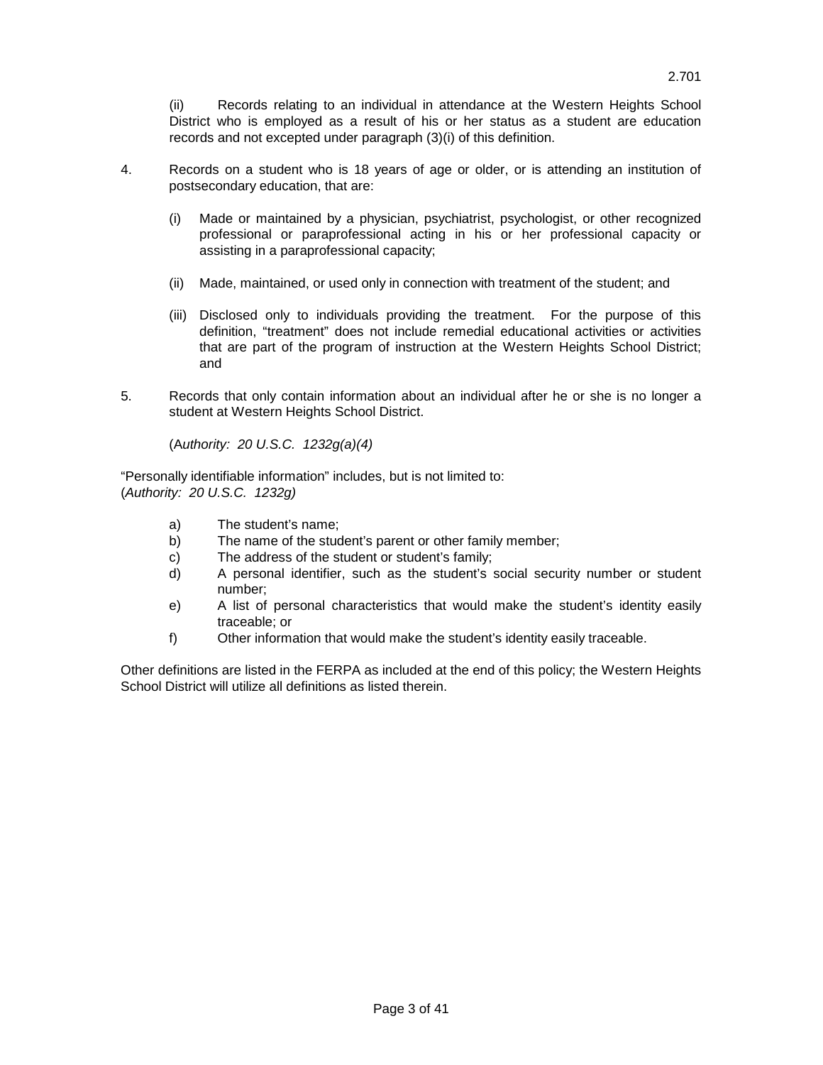(ii) Records relating to an individual in attendance at the Western Heights School District who is employed as a result of his or her status as a student are education records and not excepted under paragraph (3)(i) of this definition.

4. Records on a student who is 18 years of age or older, or is attending an institution of postsecondary education, that are:

   (i) Made or maintained by a physician, psychiatrist, psychologist, or other recognized professional or paraprofessional acting in his or her professional capacity or assisting in a paraprofessional capacity;

   (ii) Made, maintained, or used only in connection with treatment of the student; and

   (iii) Disclosed only to individuals providing the treatment. For the purpose of this definition, "treatment" does not include remedial educational activities or activities that are part of the program of instruction at the Western Heights School District; and

5. Records that only contain information about an individual after he or she is no longer a student at Western Heights School District.

   (*Authority: 20 U.S.C. 1232g(a)(4)*)

"Personally identifiable information" includes, but is not limited to:
(*Authority: 20 U.S.C. 1232g)*

- a) The student's name;
- b) The name of the student's parent or other family member;
- c) The address of the student or student's family;
- d) A personal identifier, such as the student's social security number or student number;
- e) A list of personal characteristics that would make the student's identity easily traceable; or
- f) Other information that would make the student's identity easily traceable.

Other definitions are listed in the FERPA as included at the end of this policy; the Western Heights School District will utilize all definitions as listed therein.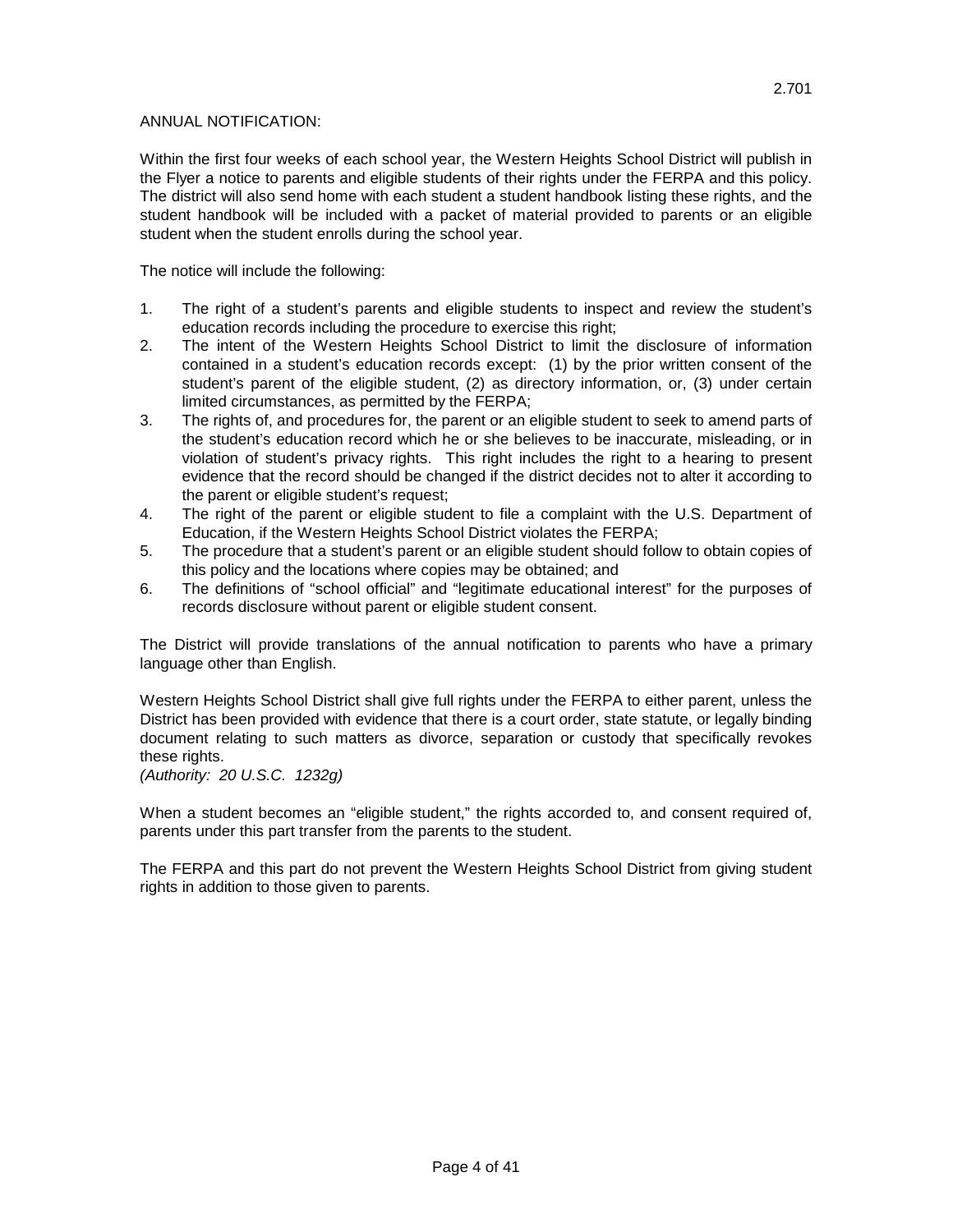ANNUAL NOTIFICATION:

Within the first four weeks of each school year, the Western Heights School District will publish in the Flyer a notice to parents and eligible students of their rights under the FERPA and this policy. The district will also send home with each student a student handbook listing these rights, and the student handbook will be included with a packet of material provided to parents or an eligible student when the student enrolls during the school year.

The notice will include the following:

1. The right of a student's parents and eligible students to inspect and review the student's education records including the procedure to exercise this right;
2. The intent of the Western Heights School District to limit the disclosure of information contained in a student's education records except: (1) by the prior written consent of the student's parent of the eligible student, (2) as directory information, or, (3) under certain limited circumstances, as permitted by the FERPA;
3. The rights of, and procedures for, the parent or an eligible student to seek to amend parts of the student's, education record which he or she believes to be inaccurate, misleading, or in violation of student's privacy rights. This right includes the right to a hearing to present evidence that the record should be changed if the district decides not to alter it according to the parent or eligible student's request;
4. The right of the parent or eligible student to file a complaint with the U.S. Department of Education, if the Western Heights School District violates the FERPA;
5. The procedure that a student's parent or an eligible student should follow to obtain copies of this policy and the locations where copies may be obtained; and
6. The definitions of "school official" and "legitimate educational interest" for the purposes of records disclosure without parent or eligible student consent.

The District will provide translations of the annual notification to parents who have a primary language other than English.

Western Heights School District shall give full rights under the FERPA to either parent, unless the District has been provided with evidence that there is a court order, state statute, or legally binding document relating to such matters as divorce, separation or custody that specifically revokes these rights.
*(Authority: 20 U.S.C. 1232g)*

When a student becomes an "eligible student," the rights accorded to, and consent required of, parents under this part transfer from the parents to the student.

The FERPA and this part do not prevent the Western Heights School District from giving student rights in addition to those given to parents.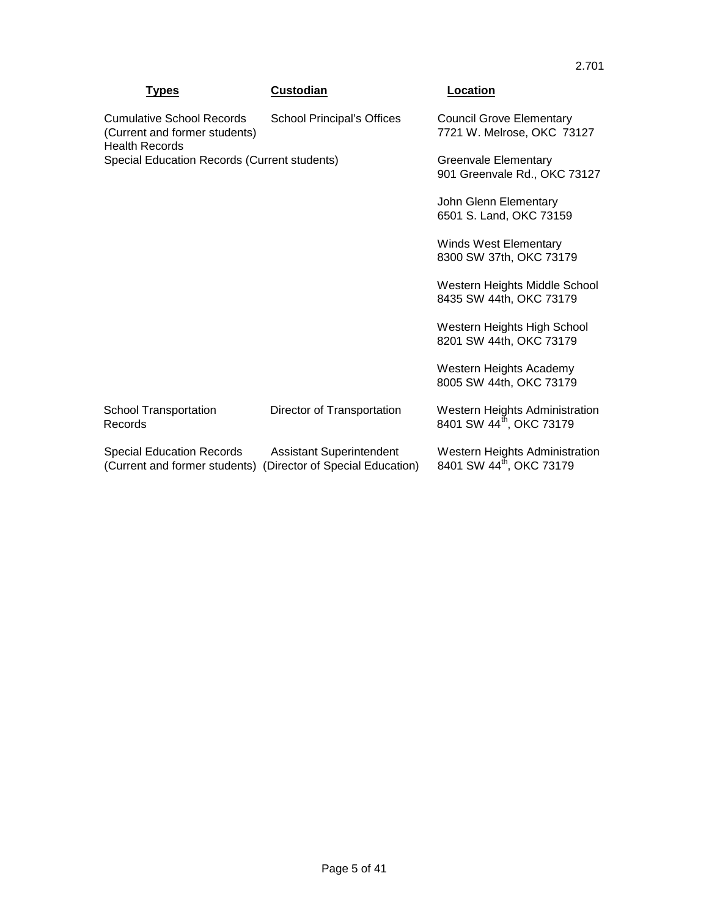2.701

| Types | Custodian | Location |
|---|---|---|
| Cumulative School Records (Current and former students) Health Records Special Education Records (Current students) | School Principal's Offices | Council Grove Elementary 7721 W. Melrose, OKC 73127 |
| | | Greenvale Elementary 901 Greenvale Rd., OKC 73127 |
| | | John Glenn Elementary 6501 S. Land, OKC 73159 |
| | | Winds West Elementary 8300 SW 37th, OKC 73179 |
| | | Western Heights Middle School 8435 SW 44th, OKC 73179 |
| | | Western Heights High School 8201 SW 44th, OKC 73179 |
| | | Western Heights Academy 8005 SW 44th, OKC 73179 |
| School Transportation Records | Director of Transportation | Western Heights Administration 8401 SW 44th, OKC 73179 |
| Special Education Records (Current and former students) | Assistant Superintendent (Director of Special Education) | Western Heights Administration 8401 SW 44th, OKC 73179 |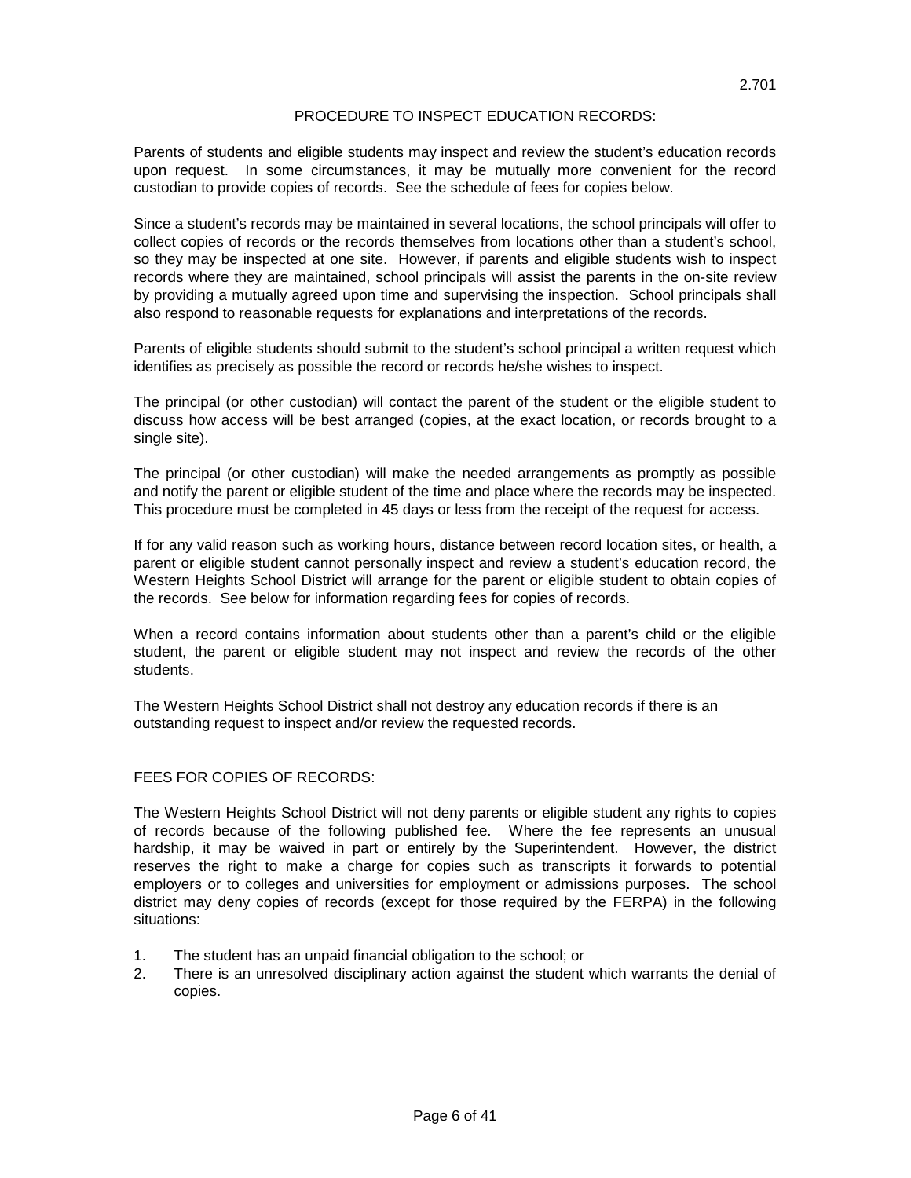2.701

## PROCEDURE TO INSPECT EDUCATION RECORDS:

Parents of students and eligible students may inspect and review the student's education records upon request. In some circumstances, it may be mutually more convenient for the record custodian to provide copies of records. See the schedule of fees for copies below.

Since a student's records may be maintained in several locations, the school principals will offer to collect copies of records or the records themselves from locations other than a student's school, so they may be inspected at one site. However, if parents and eligible students wish to inspect records where they are maintained, school principals will assist the parents in the on-site review by providing a mutually agreed upon time and supervising the inspection. School principals shall also respond to reasonable requests for explanations and interpretations of the records.

Parents of eligible students should submit to the student's school principal a written request which identifies as precisely as possible the record or records he/she wishes to inspect.

The principal (or other custodian) will contact the parent of the student or the eligible student to discuss how access will be best arranged (copies, at the exact location, or records brought to a single site).

The principal (or other custodian) will make the needed arrangements as promptly as possible and notify the parent or eligible student of the time and place where the records may be inspected. This procedure must be completed in 45 days or less from the receipt of the request for access.

If for any valid reason such as working hours, distance between record location sites, or health, a parent or eligible student cannot personally inspect and review a student's education record, the Western Heights School District will arrange for the parent or eligible student to obtain copies of the records. See below for information regarding fees for copies of records.

When a record contains information about students other than a parent's child or the eligible student, the parent or eligible student may not inspect and review the records of the other students.

The Western Heights School District shall not destroy any education records if there is an outstanding request to inspect and/or review the requested records.

## FEES FOR COPIES OF RECORDS:

The Western Heights School District will not deny parents or eligible student any rights to copies of records because of the following published fee. Where the fee represents an unusual hardship, it may be waived in part or entirely by the Superintendent. However, the district reserves the right to make a charge for copies such as transcripts it forwards to potential employers or to colleges and universities for employment or admissions purposes. The school district may deny copies of records (except for those required by the FERPA) in the following situations:

1. The student has an unpaid financial obligation to the school; or
2. There is an unresolved disciplinary action against the student which warrants the denial of copies.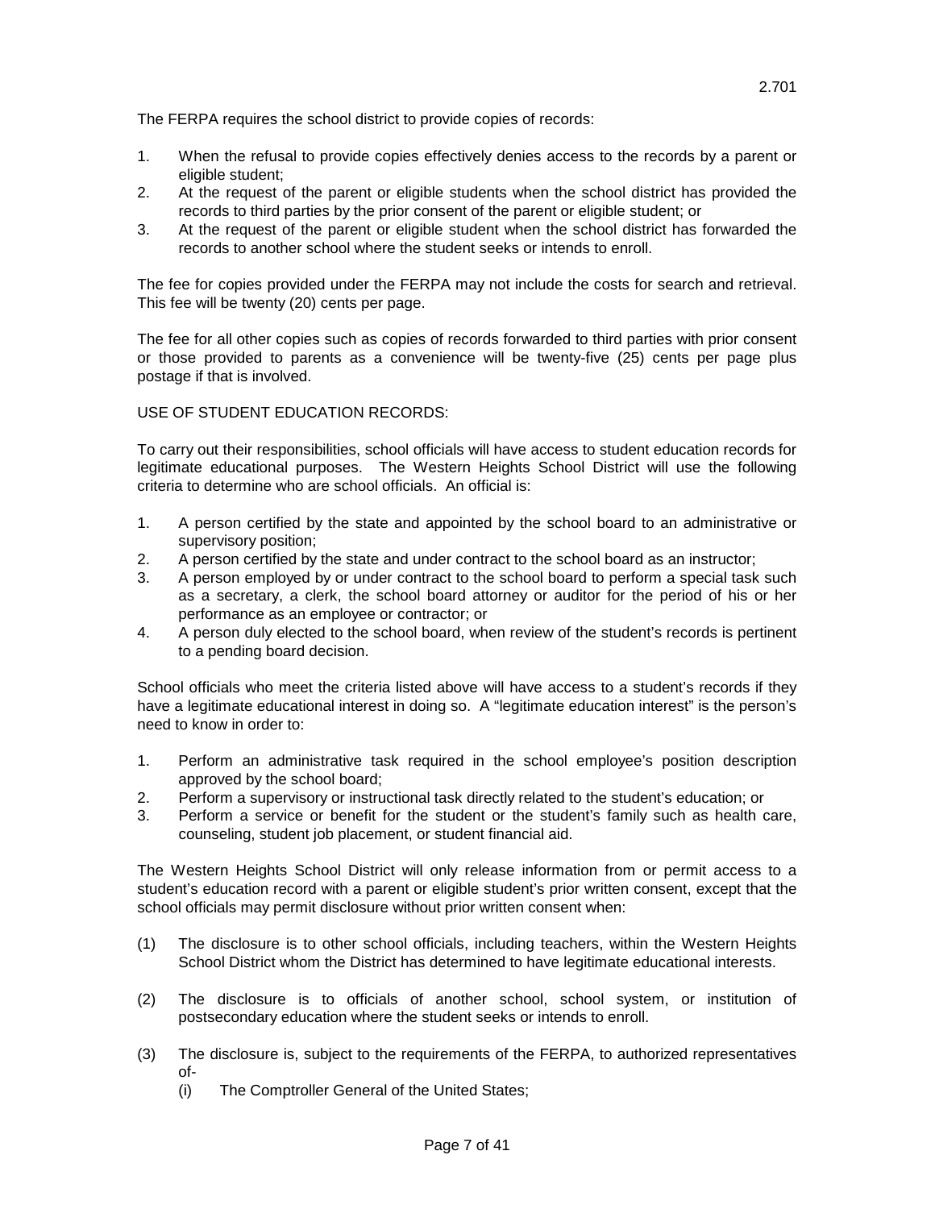The FERPA requires the school district to provide copies of records:

1. When the refusal to provide copies effectively denies access to the records by a parent or eligible student;
2. At the request of the parent or eligible students when the school district has provided the records to third parties by the prior consent of the parent or eligible student; or
3. At the request of the parent or eligible student when the school district has forwarded the records to another school where the student seeks or intends to enroll.

The fee for copies provided under the FERPA may not include the costs for search and retrieval. This fee will be twenty (20) cents per page.

The fee for all other copies such as copies of records forwarded to third parties with prior consent or those provided to parents as a convenience will be twenty-five (25) cents per page plus postage if that is involved.

USE OF STUDENT EDUCATION RECORDS:

To carry out their responsibilities, school officials will have access to student education records for legitimate educational purposes. The Western Heights School District will use the following criteria to determine who are school officials. An official is:

1. A person certified by the state and appointed by the school board to an administrative or supervisory position;
2. A person certified by the state and under contract to the school board as an instructor;
3. A person employed by or under contract to the school board to perform a special task such as a secretary, a clerk, the school board attorney or auditor for the period of his or her performance as an employee or contractor; or
4. A person duly elected to the school board, when review of the student's records is pertinent to a pending board decision.

School officials who meet the criteria listed above will have access to a student's records if they have a legitimate educational interest in doing so. A "legitimate education interest" is the person's need to know in order to:

1. Perform an administrative task required in the school employee's position description approved by the school board;
2. Perform a supervisory or instructional task directly related to the student's education; or
3. Perform a service or benefit for the student or the student's family such as health care, counseling, student job placement, or student financial aid.

The Western Heights School District will only release information from or permit access to a student's education record with a parent or eligible student's prior written consent, except that the school officials may permit disclosure without prior written consent when:

(1) The disclosure is to other school officials, including teachers, within the Western Heights School District whom the District has determined to have legitimate educational interests.

(2) The disclosure is to officials of another school, school system, or institution of postsecondary education where the student seeks or intends to enroll.

(3) The disclosure is, subject to the requirements of the FERPA, to authorized representatives of-
   (i) The Comptroller General of the United States;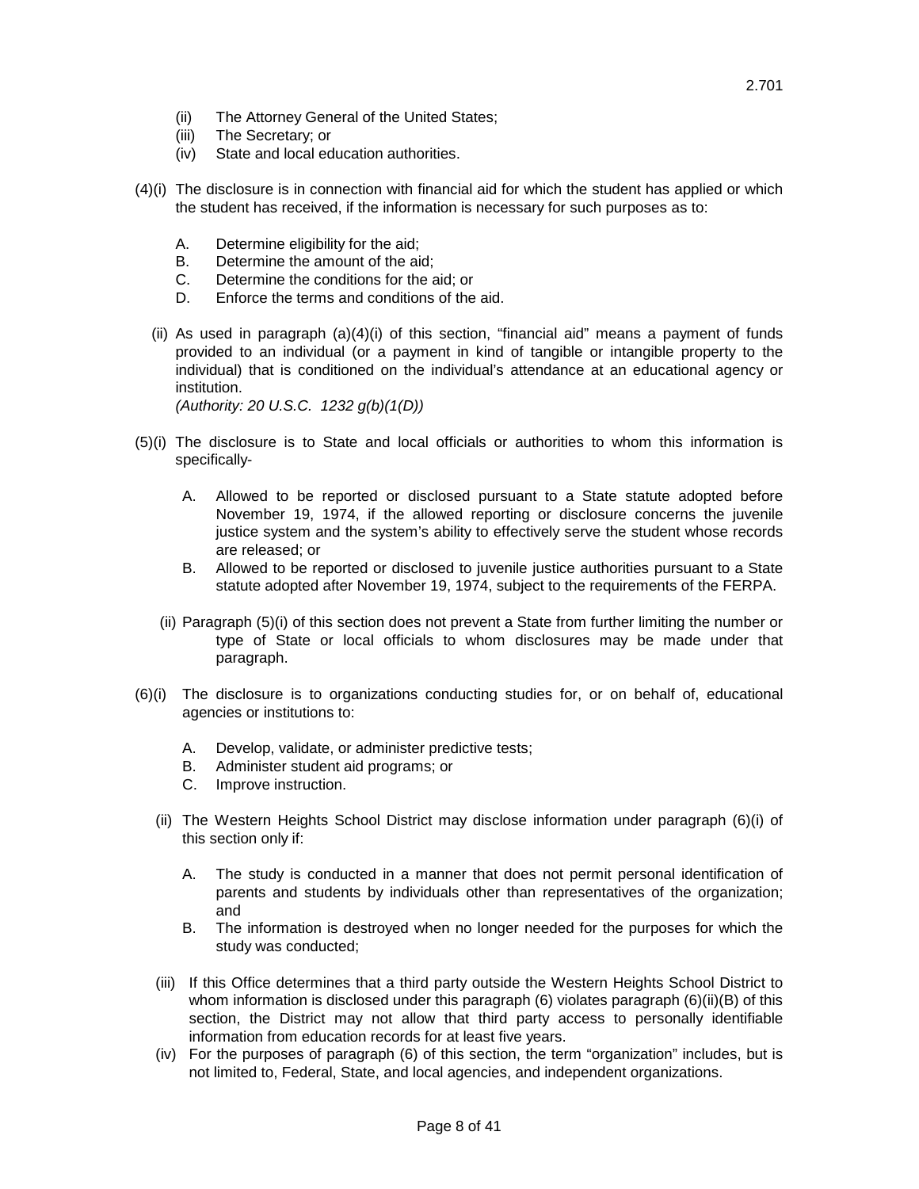(ii) The Attorney General of the United States;
(iii) The Secretary; or
(iv) State and local education authorities.

(4)(i) The disclosure is in connection with financial aid for which the student has applied or which the student has received, if the information is necessary for such purposes as to:

A. Determine eligibility for the aid;
B. Determine the amount of the aid;
C. Determine the conditions for the aid; or
D. Enforce the terms and conditions of the aid.

(ii) As used in paragraph (a)(4)(i) of this section, "financial aid" means a payment of funds provided to an individual (or a payment in kind of tangible or intangible property to the individual) that is conditioned on the individual's attendance at an educational agency or institution.
*(Authority: 20 U.S.C. 1232 g(b)(1(D))*

(5)(i) The disclosure is to State and local officials or authorities to whom this information is specifically-

A. Allowed to be reported or disclosed pursuant to a State statute adopted before November 19, 1974, if the allowed reporting or disclosure concerns the juvenile justice system and the system's ability to effectively serve the student whose records are released; or
B. Allowed to be reported or disclosed to juvenile justice authorities pursuant to a State statute adopted after November 19, 1974, subject to the requirements of the FERPA.

(ii) Paragraph (5)(i) of this section does not prevent a State from further limiting the number or type of State or local officials to whom disclosures may be made under that paragraph.

(6)(i) The disclosure is to organizations conducting studies for, or on behalf of, educational agencies or institutions to:

A. Develop, validate, or administer predictive tests;
B. Administer student aid programs; or
C. Improve instruction.

(ii) The Western Heights School District may disclose information under paragraph (6)(i) of this section only if:

A. The study is conducted in a manner that does not permit personal identification of parents and students by individuals other than representatives of the organization; and
B. The information is destroyed when no longer needed for the purposes for which the study was conducted;

(iii) If this Office determines that a third party outside the Western Heights School District to whom information is disclosed under this paragraph (6) violates paragraph (6)(ii)(B) of this section, the District may not allow that third party access to personally identifiable information from education records for at least five years.

(iv) For the purposes of paragraph (6) of this section, the term "organization" includes, but is not limited to, Federal, State, and local agencies, and independent organizations.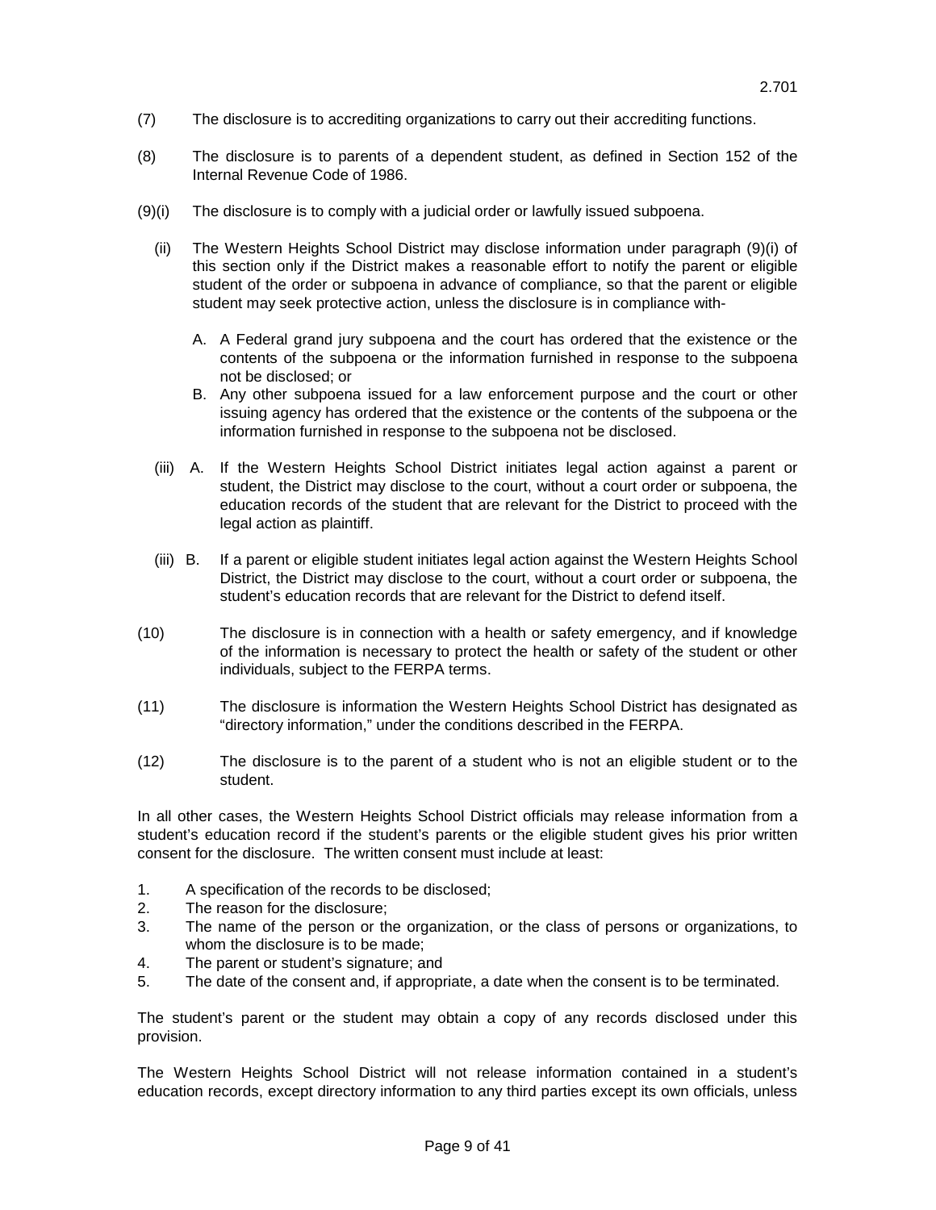(7) The disclosure is to accrediting organizations to carry out their accrediting functions.

(8) The disclosure is to parents of a dependent student, as defined in Section 152 of the Internal Revenue Code of 1986.

(9)(i) The disclosure is to comply with a judicial order or lawfully issued subpoena.

(ii) The Western Heights School District may disclose information under paragraph (9)(i) of this section only if the District makes a reasonable effort to notify the parent or eligible student of the order or subpoena in advance of compliance, so that the parent or eligible student may seek protective action, unless the disclosure is in compliance with-

A. A Federal grand jury subpoena and the court has ordered that the existence or the contents of the subpoena or the information furnished in response to the subpoena not be disclosed; or
B. Any other subpoena issued for a law enforcement purpose and the court or other issuing agency has ordered that the existence or the contents of the subpoena or the information furnished in response to the subpoena not be disclosed.

(iii) A. If the Western Heights School District initiates legal action against a parent or student, the District may disclose to the court, without a court order or subpoena, the education records of the student that are relevant for the District to proceed with the legal action as plaintiff.

(iii) B. If a parent or eligible student initiates legal action against the Western Heights School District, the District may disclose to the court, without a court order or subpoena, the student's education records that are relevant for the District to defend itself.

(10) The disclosure is in connection with a health or safety emergency, and if knowledge of the information is necessary to protect the health or safety of the student or other individuals, subject to the FERPA terms.

(11) The disclosure is information the Western Heights School District has designated as "directory information," under the conditions described in the FERPA.

(12) The disclosure is to the parent of a student who is not an eligible student or to the student.

In all other cases, the Western Heights School District officials may release information from a student's education record if the student's parents or the eligible student gives his prior written consent for the disclosure. The written consent must include at least:

1. A specification of the records to be disclosed;
2. The reason for the disclosure;
3. The name of the person or the organization, or the class of persons or organizations, to whom the disclosure is to be made;
4. The parent or student's signature; and
5. The date of the consent and, if appropriate, a date when the consent is to be terminated.

The student's parent or the student may obtain a copy of any records disclosed under this provision.

The Western Heights School District will not release information contained in a student's education records, except directory information to any third parties except its own officials, unless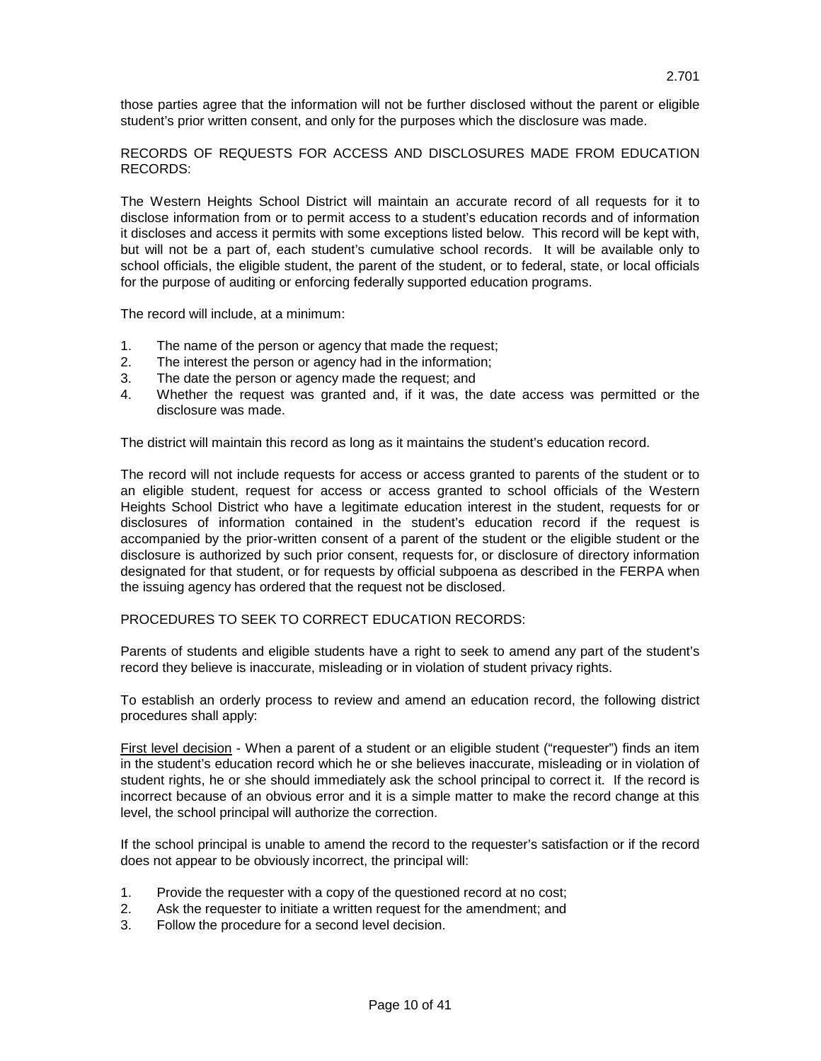those parties agree that the information will not be further disclosed without the parent or eligible student's prior written consent, and only for the purposes which the disclosure was made.

RECORDS OF REQUESTS FOR ACCESS AND DISCLOSURES MADE FROM EDUCATION RECORDS:

The Western Heights School District will maintain an accurate record of all requests for it to disclose information from or to permit access to a student's education records and of information it discloses and access it permits with some exceptions listed below. This record will be kept with, but will not be a part of, each student's cumulative school records. It will be available only to school officials, the eligible student, the parent of the student, or to federal, state, or local officials for the purpose of auditing or enforcing federally supported education programs.

The record will include, at a minimum:

1. The name of the person or agency that made the request;
2. The interest the person or agency had in the information;
3. The date the person or agency made the request; and
4. Whether the request was granted and, if it was, the date access was permitted or the disclosure was made.

The district will maintain this record as long as it maintains the student's education record.

The record will not include requests for access or access granted to parents of the student or to an eligible student, request for access or access granted to school officials of the Western Heights School District who have a legitimate education interest in the student, requests for or disclosures of information contained in the student's education record if the request is accompanied by the prior-written consent of a parent of the student or the eligible student or the disclosure is authorized by such prior consent, requests for, or disclosure of directory information designated for that student, or for requests by official subpoena as described in the FERPA when the issuing agency has ordered that the request not be disclosed.

PROCEDURES TO SEEK TO CORRECT EDUCATION RECORDS:

Parents of students and eligible students have a right to seek to amend any part of the student's record they believe is inaccurate, misleading or in violation of student privacy rights.

To establish an orderly process to review and amend an education record, the following district procedures shall apply:

<u>First level decision</u> - When a parent of a student or an eligible student ("requester") finds an item in the student's education record which he or she believes inaccurate, misleading or in violation of student rights, he or she should immediately ask the school principal to correct it. If the record is incorrect because of an obvious error and it is a simple matter to make the record change at this level, the school principal will authorize the correction.

If the school principal is unable to amend the record to the requester's satisfaction or if the record does not appear to be obviously incorrect, the principal will:

1. Provide the requester with a copy of the questioned record at no cost;
2. Ask the requester to initiate a written request for the amendment; and
3. Follow the procedure for a second level decision.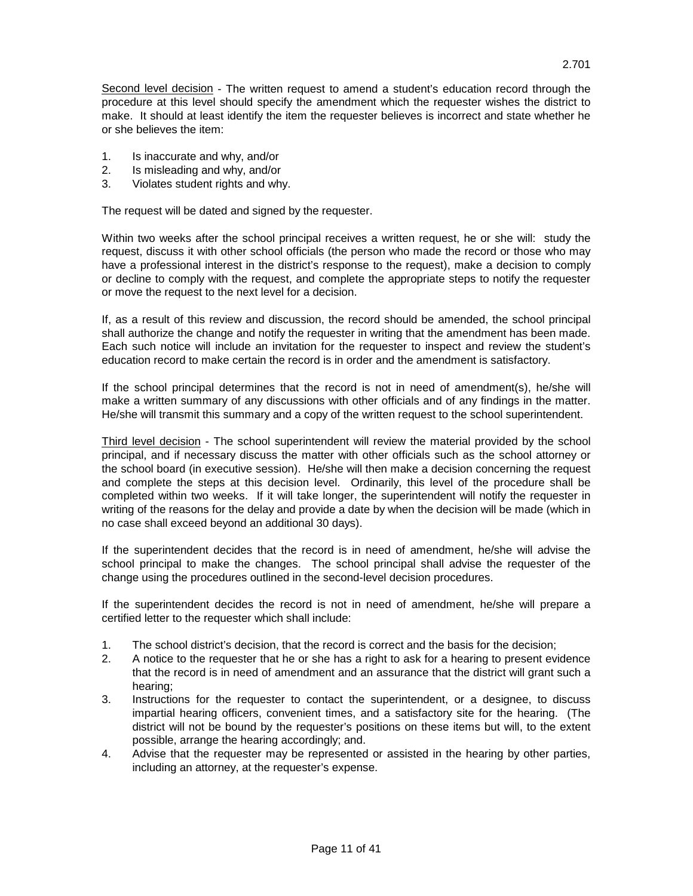Second level decision - The written request to amend a student's education record through the procedure at this level should specify the amendment which the requester wishes the district to make. It should at least identify the item the requester believes is incorrect and state whether he or she believes the item:

1. Is inaccurate and why, and/or
2. Is misleading and why, and/or
3. Violates student rights and why.

The request will be dated and signed by the requester.

Within two weeks after the school principal receives a written request, he or she will: study the request, discuss it with other school officials (the person who made the record or those who may have a professional interest in the district's response to the request), make a decision to comply or decline to comply with the request, and complete the appropriate steps to notify the requester or move the request to the next level for a decision.

If, as a result of this review and discussion, the record should be amended, the school principal shall authorize the change and notify the requester in writing that the amendment has been made. Each such notice will include an invitation for the requester to inspect and review the student's education record to make certain the record is in order and the amendment is satisfactory.

If the school principal determines that the record is not in need of amendment(s), he/she will make a written summary of any discussions with other officials and of any findings in the matter. He/she will transmit this summary and a copy of the written request to the school superintendent.

Third level decision - The school superintendent will review the material provided by the school principal, and if necessary discuss the matter with other officials such as the school attorney or the school board (in executive session). He/she will then make a decision concerning the request and complete the steps at this decision level. Ordinarily, this level of the procedure shall be completed within two weeks. If it will take longer, the superintendent will notify the requester in writing of the reasons for the delay and provide a date by when the decision will be made (which in no case shall exceed beyond an additional 30 days).

If the superintendent decides that the record is in need of amendment, he/she will advise the school principal to make the changes. The school principal shall advise the requester of the change using the procedures outlined in the second-level decision procedures.

If the superintendent decides the record is not in need of amendment, he/she will prepare a certified letter to the requester which shall include:

1. The school district's decision, that the record is correct and the basis for the decision;
2. A notice to the requester that he or she has a right to ask for a hearing to present evidence that the record is in need of amendment and an assurance that the district will grant such a hearing;
3. Instructions for the requester to contact the superintendent, or a designee, to discuss impartial hearing officers, convenient times, and a satisfactory site for the hearing. (The district will not be bound by the requester's positions on these items but will, to the extent possible, arrange the hearing accordingly; and.
4. Advise that the requester may be represented or assisted in the hearing by other parties, including an attorney, at the requester's expense.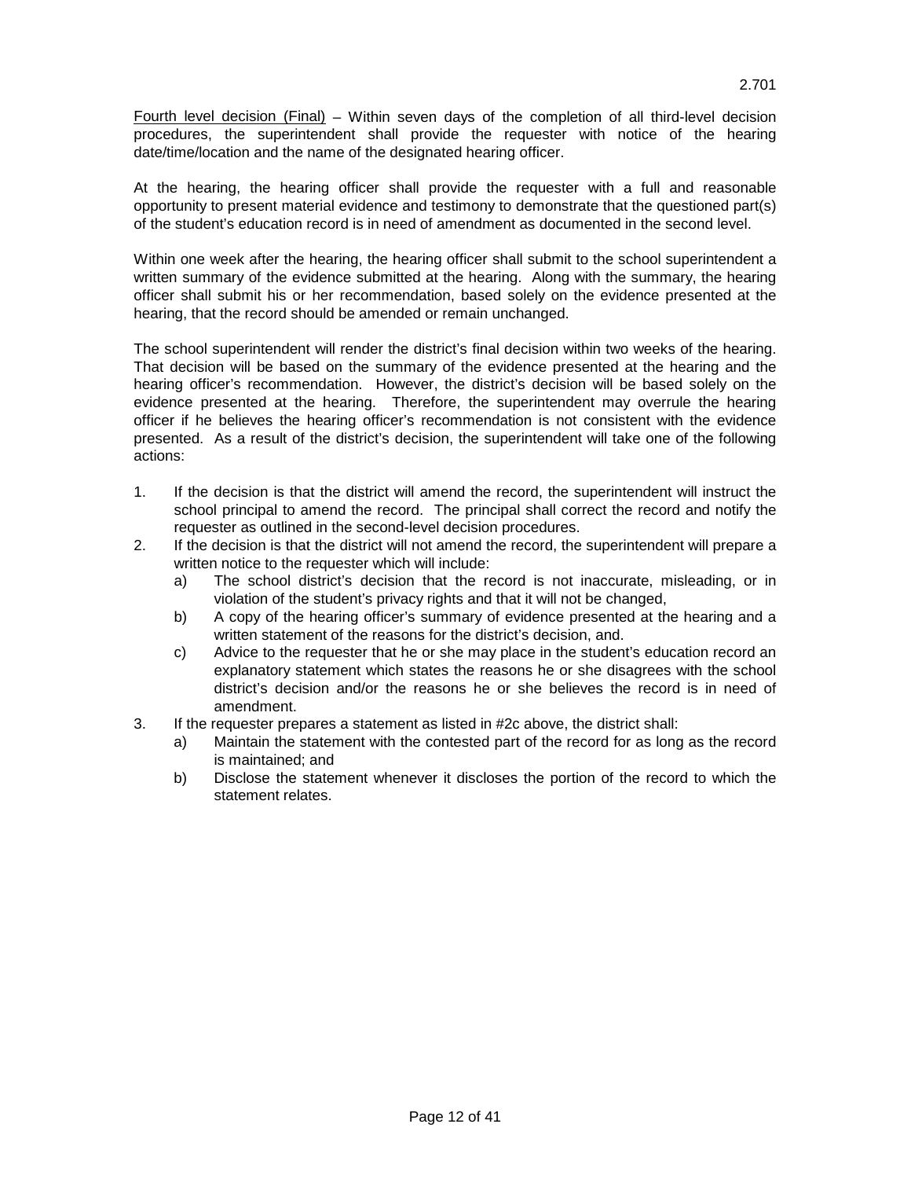Fourth level decision (Final) – Within seven days of the completion of all third-level decision procedures, the superintendent shall provide the requester with notice of the hearing date/time/location and the name of the designated hearing officer.

At the hearing, the hearing officer shall provide the requester with a full and reasonable opportunity to present material evidence and testimony to demonstrate that the questioned part(s) of the student's education record is in need of amendment as documented in the second level.

Within one week after the hearing, the hearing officer shall submit to the school superintendent a written summary of the evidence submitted at the hearing. Along with the summary, the hearing officer shall submit his or her recommendation, based solely on the evidence presented at the hearing, that the record should be amended or remain unchanged.

The school superintendent will render the district's final decision within two weeks of the hearing. That decision will be based on the summary of the evidence presented at the hearing and the hearing officer's recommendation. However, the district's decision will be based solely on the evidence presented at the hearing. Therefore, the superintendent may overrule the hearing officer if he believes the hearing officer's recommendation is not consistent with the evidence presented. As a result of the district's decision, the superintendent will take one of the following actions:

1. If the decision is that the district will amend the record, the superintendent will instruct the school principal to amend the record. The principal shall correct the record and notify the requester as outlined in the second-level decision procedures.
2. If the decision is that the district will not amend the record, the superintendent will prepare a written notice to the requester which will include:
   a) The school district's decision that the record is not inaccurate, misleading, or in violation of the student's privacy rights and that it will not be changed,
   b) A copy of the hearing officer's summary of evidence presented at the hearing and a written statement of the reasons for the district's decision, and.
   c) Advice to the requester that he or she may place in the student's education record an explanatory statement which states the reasons he or she disagrees with the school district's decision and/or the reasons he or she believes the record is in need of amendment.
3. If the requester prepares a statement as listed in #2c above, the district shall:
   a) Maintain the statement with the contested part of the record for as long as the record is maintained; and
   b) Disclose the statement whenever it discloses the portion of the record to which the statement relates.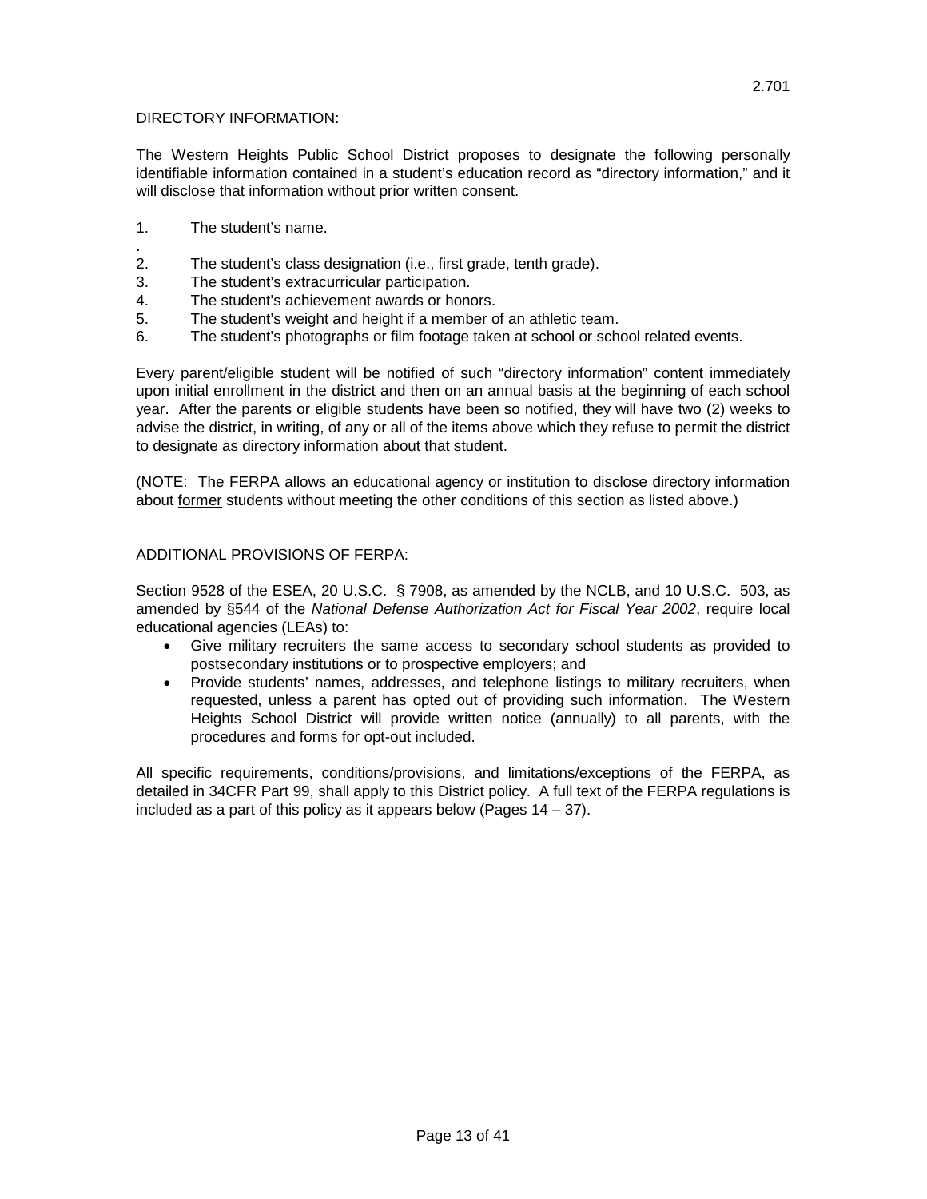2.701

DIRECTORY INFORMATION:

The Western Heights Public School District proposes to designate the following personally identifiable information contained in a student's education record as "directory information," and it will disclose that information without prior written consent.

1. The student's name.
.
2. The student's class designation (i.e., first grade, tenth grade).
3. The student's extracurricular participation.
4. The student's achievement awards or honors.
5. The student's weight and height if a member of an athletic team.
6. The student's photographs or film footage taken at school or school related events.

Every parent/eligible student will be notified of such "directory information" content immediately upon initial enrollment in the district and then on an annual basis at the beginning of each school year. After the parents or eligible students have been so notified, they will have two (2) weeks to advise the district, in writing, of any or all of the items above which they refuse to permit the district to designate as directory information about that student.

(NOTE: The FERPA allows an educational agency or institution to disclose directory information about <u>former</u> students without meeting the other conditions of this section as listed above.)

ADDITIONAL PROVISIONS OF FERPA:

Section 9528 of the ESEA, 20 U.S.C. § 7908, as amended by the NCLB, and 10 U.S.C. 503, as amended by §544 of the *National Defense Authorization Act for Fiscal Year 2002*, require local educational agencies (LEAs) to:

- Give military recruiters the same access to secondary school students as provided to postsecondary institutions or to prospective employers; and
- Provide students' names, addresses, and telephone listings to military recruiters, when requested, unless a parent has opted out of providing such information. The Western Heights School District will provide written notice (annually) to all parents, with the procedures and forms for opt-out included.

All specific requirements, conditions/provisions, and limitations/exceptions of the FERPA, as detailed in 34CFR Part 99, shall apply to this District policy. A full text of the FERPA regulations is included as a part of this policy as it appears below (Pages 14 – 37).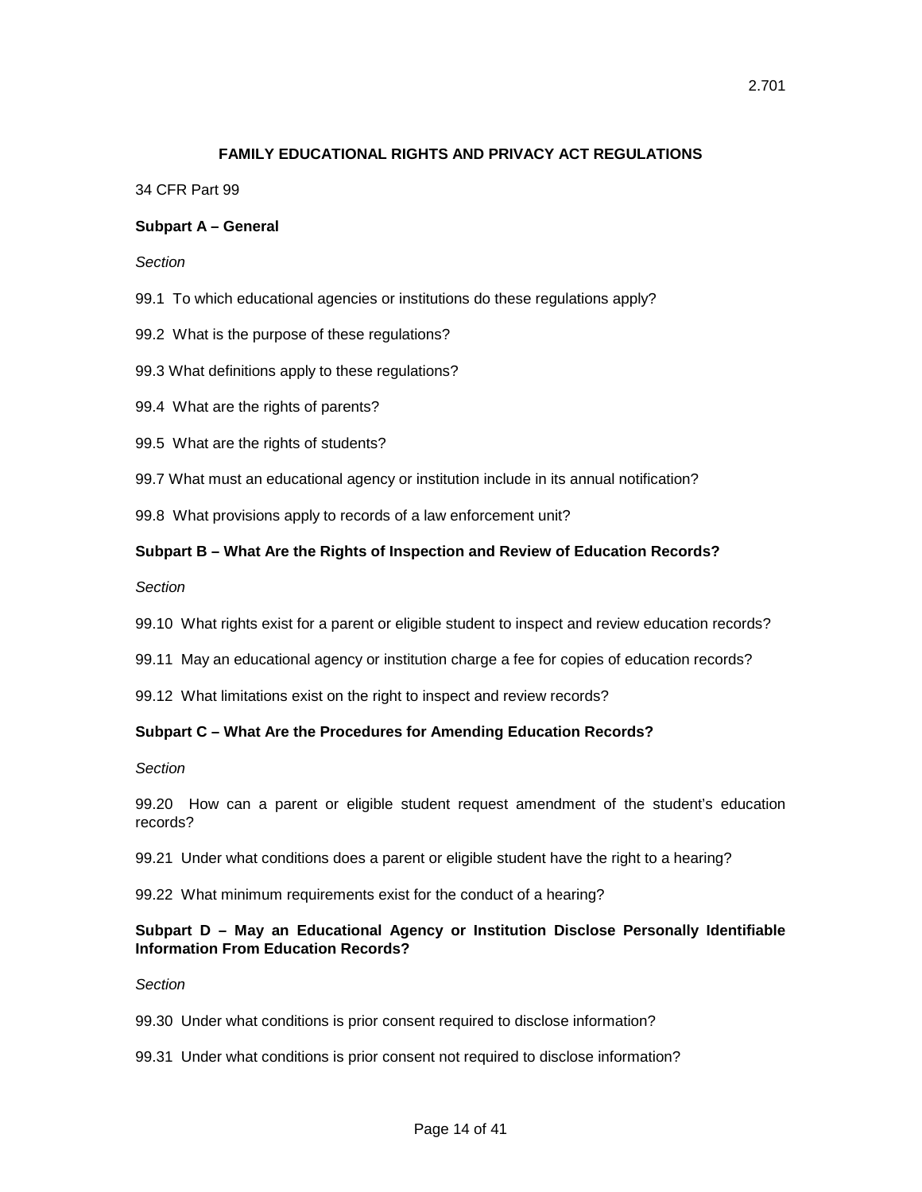# FAMILY EDUCATIONAL RIGHTS AND PRIVACY ACT REGULATIONS

34 CFR Part 99

### Subpart A – General

*Section*

99.1 To which educational agencies or institutions do these regulations apply?

99.2 What is the purpose of these regulations?

99.3 What definitions apply to these regulations?

99.4 What are the rights of parents?

99.5 What are the rights of students?

99.7 What must an educational agency or institution include in its annual notification?

99.8 What provisions apply to records of a law enforcement unit?

### Subpart B – What Are the Rights of Inspection and Review of Education Records?

*Section*

99.10 What rights exist for a parent or eligible student to inspect and review education records?

99.11 May an educational agency or institution charge a fee for copies of education records?

99.12 What limitations exist on the right to inspect and review records?

### Subpart C – What Are the Procedures for Amending Education Records?

*Section*

99.20 How can a parent or eligible student request amendment of the student's education records?

99.21 Under what conditions does a parent or eligible student have the right to a hearing?

99.22 What minimum requirements exist for the conduct of a hearing?

### Subpart D – May an Educational Agency or Institution Disclose Personally Identifiable Information From Education Records?

*Section*

99.30 Under what conditions is prior consent required to disclose information?

99.31 Under what conditions is prior consent not required to disclose information?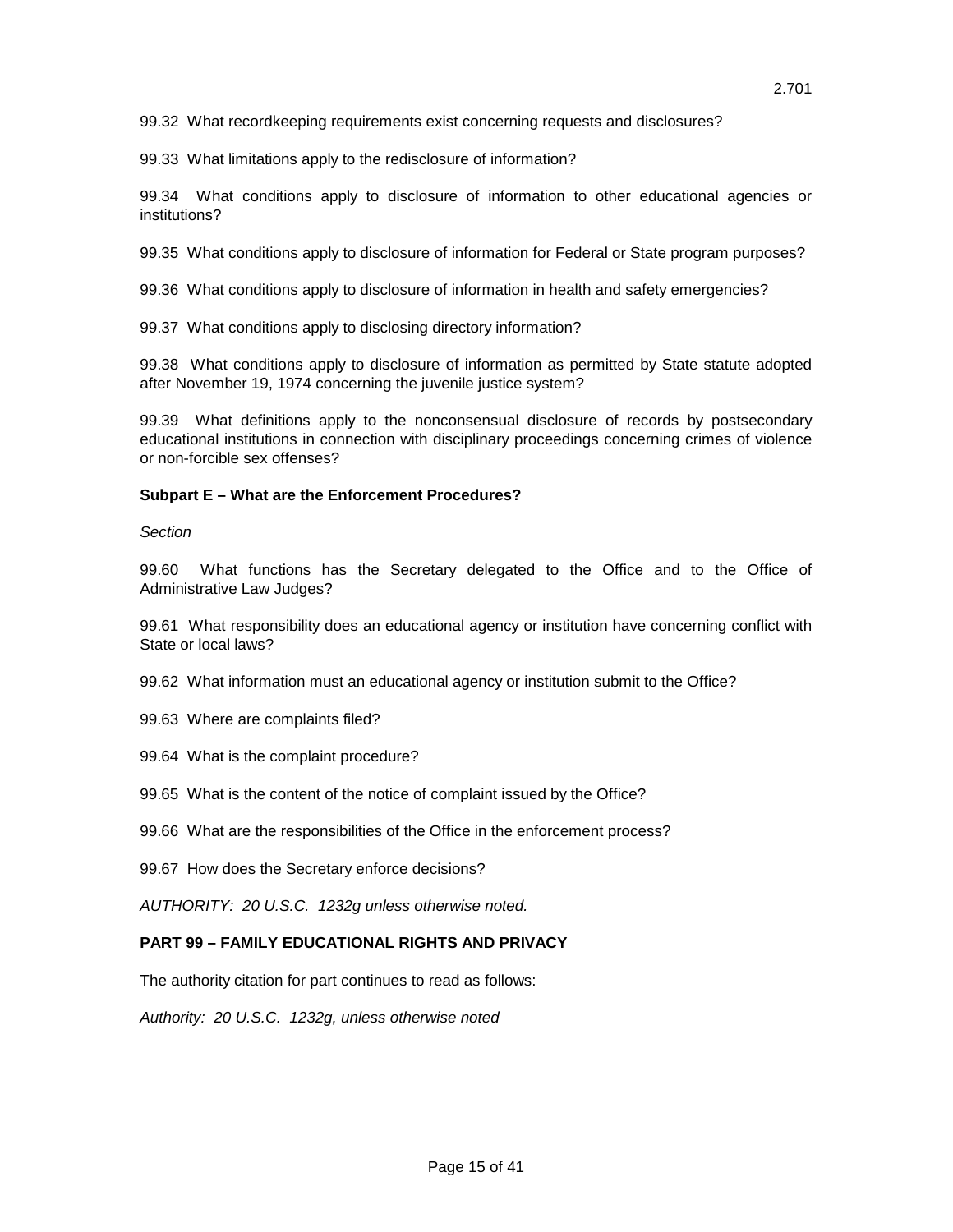99.32 What recordkeeping requirements exist concerning requests and disclosures?

99.33 What limitations apply to the redisclosure of information?

99.34 What conditions apply to disclosure of information to other educational agencies or institutions?

99.35 What conditions apply to disclosure of information for Federal or State program purposes?

99.36 What conditions apply to disclosure of information in health and safety emergencies?

99.37 What conditions apply to disclosing directory information?

99.38 What conditions apply to disclosure of information as permitted by State statute adopted after November 19, 1974 concerning the juvenile justice system?

99.39 What definitions apply to the nonconsensual disclosure of records by postsecondary educational institutions in connection with disciplinary proceedings concerning crimes of violence or non-forcible sex offenses?

**Subpart E – What are the Enforcement Procedures?**

*Section*

99.60 What functions has the Secretary delegated to the Office and to the Office of Administrative Law Judges?

99.61 What responsibility does an educational agency or institution have concerning conflict with State or local laws?

99.62 What information must an educational agency or institution submit to the Office?

99.63 Where are complaints filed?

99.64 What is the complaint procedure?

99.65 What is the content of the notice of complaint issued by the Office?

99.66 What are the responsibilities of the Office in the enforcement process?

99.67 How does the Secretary enforce decisions?

*AUTHORITY: 20 U.S.C. 1232g unless otherwise noted.*

**PART 99 – FAMILY EDUCATIONAL RIGHTS AND PRIVACY**

The authority citation for part continues to read as follows:

*Authority: 20 U.S.C. 1232g, unless otherwise noted*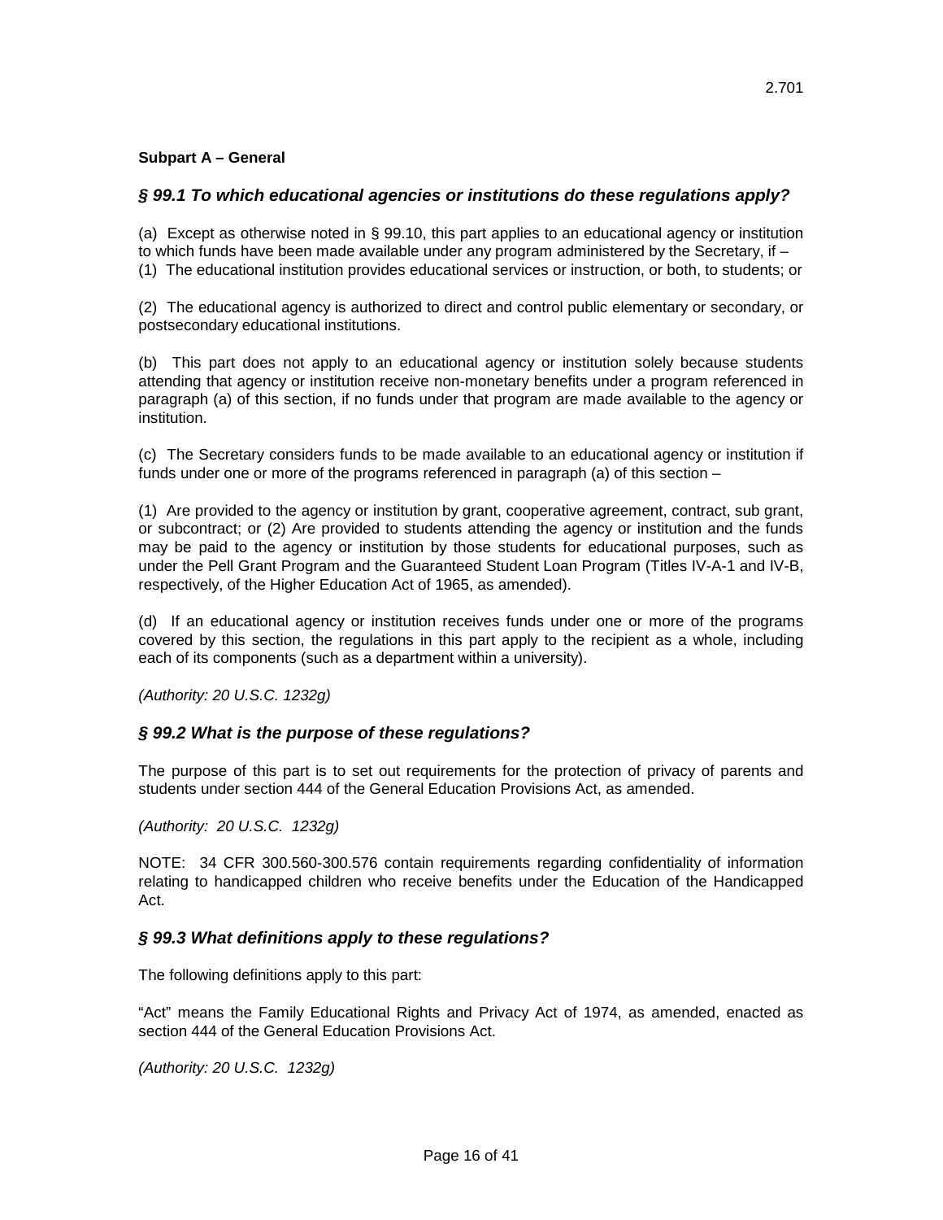2.701

**Subpart A – General**

### *§ 99.1 To which educational agencies or institutions do these regulations apply?*

(a) Except as otherwise noted in § 99.10, this part applies to an educational agency or institution to which funds have been made available under any program administered by the Secretary, if –
(1) The educational institution provides educational services or instruction, or both, to students; or

(2) The educational agency is authorized to direct and control public elementary or secondary, or postsecondary educational institutions.

(b) This part does not apply to an educational agency or institution solely because students attending that agency or institution receive non-monetary benefits under a program referenced in paragraph (a) of this section, if no funds under that program are made available to the agency or institution.

(c) The Secretary considers funds to be made available to an educational agency or institution if funds under one or more of the programs referenced in paragraph (a) of this section –

(1) Are provided to the agency or institution by grant, cooperative agreement, contract, sub grant, or subcontract; or (2) Are provided to students attending the agency or institution and the funds may be paid to the agency or institution by those students for educational purposes, such as under the Pell Grant Program and the Guaranteed Student Loan Program (Titles IV-A-1 and IV-B, respectively, of the Higher Education Act of 1965, as amended).

(d) If an educational agency or institution receives funds under one or more of the programs covered by this section, the regulations in this part apply to the recipient as a whole, including each of its components (such as a department within a university).

*(Authority: 20 U.S.C. 1232g)*

### *§ 99.2 What is the purpose of these regulations?*

The purpose of this part is to set out requirements for the protection of privacy of parents and students under section 444 of the General Education Provisions Act, as amended.

*(Authority: 20 U.S.C. 1232g)*

NOTE: 34 CFR 300.560-300.576 contain requirements regarding confidentiality of information relating to handicapped children who receive benefits under the Education of the Handicapped Act.

### *§ 99.3 What definitions apply to these regulations?*

The following definitions apply to this part:

"Act" means the Family Educational Rights and Privacy Act of 1974, as amended, enacted as section 444 of the General Education Provisions Act.

*(Authority: 20 U.S.C. 1232g)*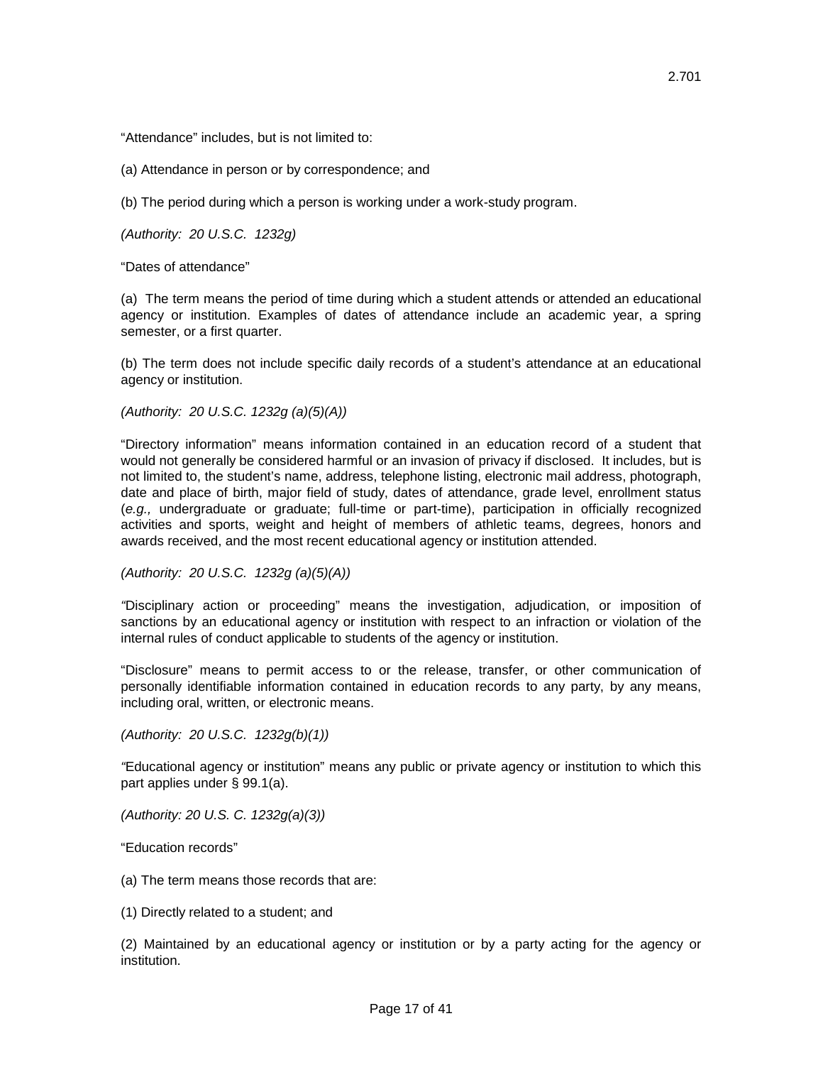“Attendance” includes, but is not limited to:

(a) Attendance in person or by correspondence; and

(b) The period during which a person is working under a work-study program.

*(Authority: 20 U.S.C. 1232g)*

“Dates of attendance”

(a) The term means the period of time during which a student attends or attended an educational agency or institution. Examples of dates of attendance include an academic year, a spring semester, or a first quarter.

(b) The term does not include specific daily records of a student’s attendance at an educational agency or institution.

*(Authority: 20 U.S.C. 1232g (a)(5)(A))*

“Directory information” means information contained in an education record of a student that would not generally be considered harmful or an invasion of privacy if disclosed. It includes, but is not limited to, the student’s name, address, telephone listing, electronic mail address, photograph, date and place of birth, major field of study, dates of attendance, grade level, enrollment status (*e.g.,* undergraduate or graduate; full-time or part-time), participation in officially recognized activities and sports, weight and height of members of athletic teams, degrees, honors and awards received, and the most recent educational agency or institution attended.

*(Authority: 20 U.S.C. 1232g (a)(5)(A))*

“Disciplinary action or proceeding” means the investigation, adjudication, or imposition of sanctions by an educational agency or institution with respect to an infraction or violation of the internal rules of conduct applicable to students of the agency or institution.

“Disclosure” means to permit access to or the release, transfer, or other communication of personally identifiable information contained in education records to any party, by any means, including oral, written, or electronic means.

*(Authority: 20 U.S.C. 1232g(b)(1))*

“Educational agency or institution” means any public or private agency or institution to which this part applies under § 99.1(a).

*(Authority: 20 U.S. C. 1232g(a)(3))*

“Education records”

(a) The term means those records that are:

(1) Directly related to a student; and

(2) Maintained by an educational agency or institution or by a party acting for the agency or institution.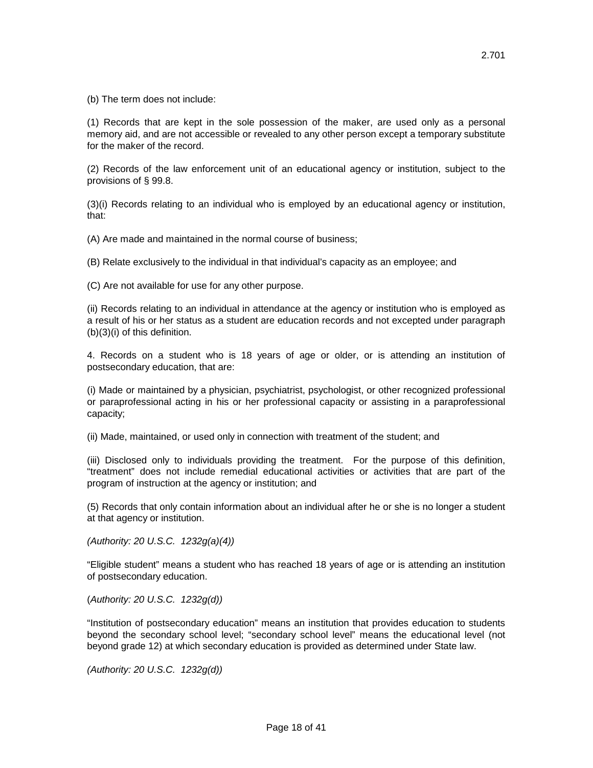(b) The term does not include:

(1) Records that are kept in the sole possession of the maker, are used only as a personal memory aid, and are not accessible or revealed to any other person except a temporary substitute for the maker of the record.

(2) Records of the law enforcement unit of an educational agency or institution, subject to the provisions of § 99.8.

(3)(i) Records relating to an individual who is employed by an educational agency or institution, that:

(A) Are made and maintained in the normal course of business;

(B) Relate exclusively to the individual in that individual's capacity as an employee; and

(C) Are not available for use for any other purpose.

(ii) Records relating to an individual in attendance at the agency or institution who is employed as a result of his or her status as a student are education records and not excepted under paragraph (b)(3)(i) of this definition.

4. Records on a student who is 18 years of age or older, or is attending an institution of postsecondary education, that are:

(i) Made or maintained by a physician, psychiatrist, psychologist, or other recognized professional or paraprofessional acting in his or her professional capacity or assisting in a paraprofessional capacity;

(ii) Made, maintained, or used only in connection with treatment of the student; and

(iii) Disclosed only to individuals providing the treatment. For the purpose of this definition, "treatment" does not include remedial educational activities or activities that are part of the program of instruction at the agency or institution; and

(5) Records that only contain information about an individual after he or she is no longer a student at that agency or institution.

*(Authority: 20 U.S.C. 1232g(a)(4))*

"Eligible student" means a student who has reached 18 years of age or is attending an institution of postsecondary education.

(*Authority: 20 U.S.C. 1232g(d))*

"Institution of postsecondary education" means an institution that provides education to students beyond the secondary school level; "secondary school level" means the educational level (not beyond grade 12) at which secondary education is provided as determined under State law.

*(Authority: 20 U.S.C. 1232g(d))*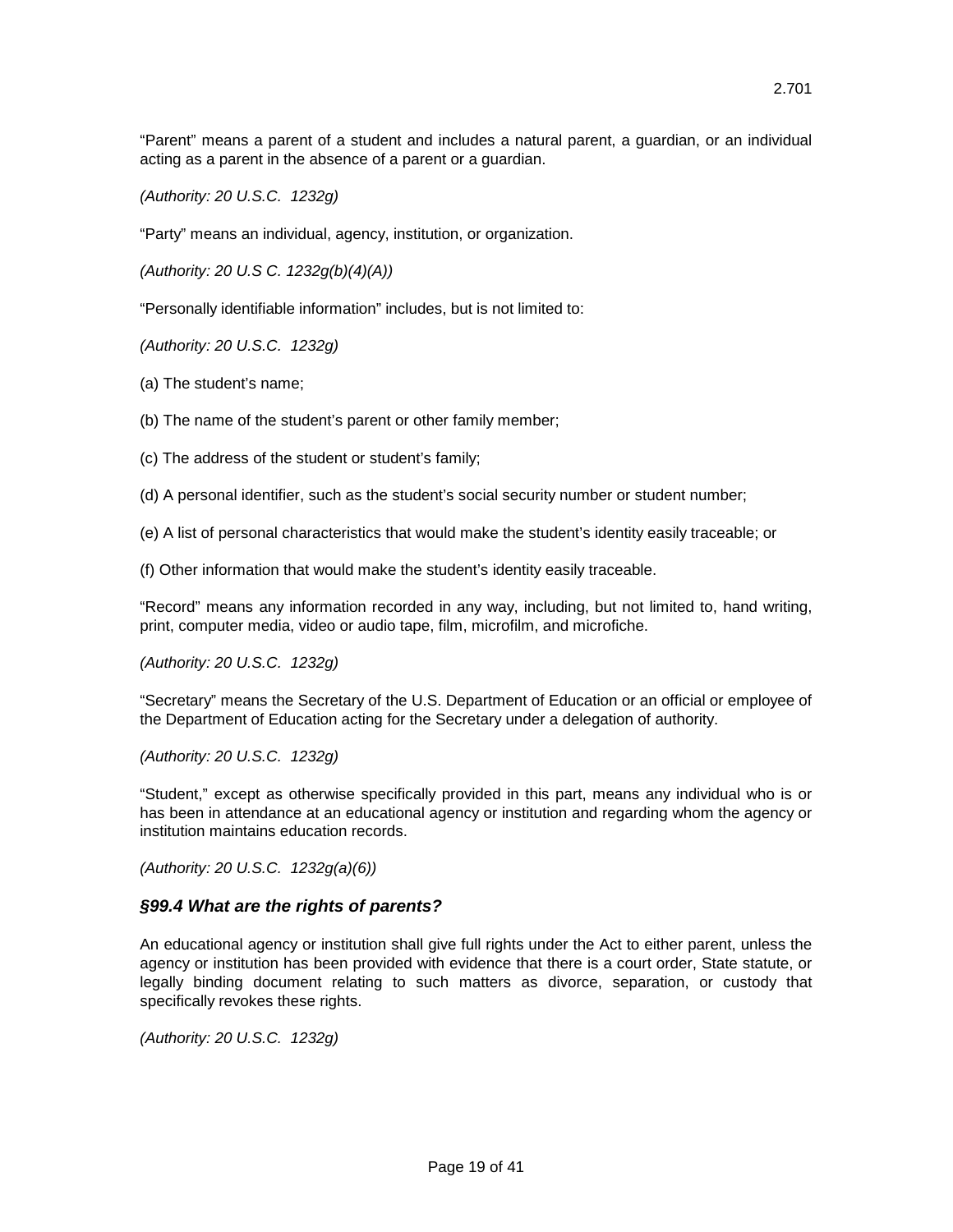"Parent" means a parent of a student and includes a natural parent, a guardian, or an individual acting as a parent in the absence of a parent or a guardian.

*(Authority: 20 U.S.C.  1232g)*

"Party" means an individual, agency, institution, or organization.

*(Authority: 20 U.S C. 1232g(b)(4)(A))*

"Personally identifiable information" includes, but is not limited to:

*(Authority: 20 U.S.C.  1232g)*

(a) The student's name;

(b) The name of the student's parent or other family member;

(c) The address of the student or student's family;

(d) A personal identifier, such as the student's social security number or student number;

(e) A list of personal characteristics that would make the student's identity easily traceable; or

(f) Other information that would make the student's identity easily traceable.

"Record" means any information recorded in any way, including, but not limited to, hand writing, print, computer media, video or audio tape, film, microfilm, and microfiche.

*(Authority: 20 U.S.C.  1232g)*

"Secretary" means the Secretary of the U.S. Department of Education or an official or employee of the Department of Education acting for the Secretary under a delegation of authority.

*(Authority: 20 U.S.C.  1232g)*

"Student," except as otherwise specifically provided in this part, means any individual who is or has been in attendance at an educational agency or institution and regarding whom the agency or institution maintains education records.

*(Authority: 20 U.S.C.  1232g(a)(6))*

### *§99.4 What are the rights of parents?*

An educational agency or institution shall give full rights under the Act to either parent, unless the agency or institution has been provided with evidence that there is a court order, State statute, or legally binding document relating to such matters as divorce, separation, or custody that specifically revokes these rights.

*(Authority: 20 U.S.C.  1232g)*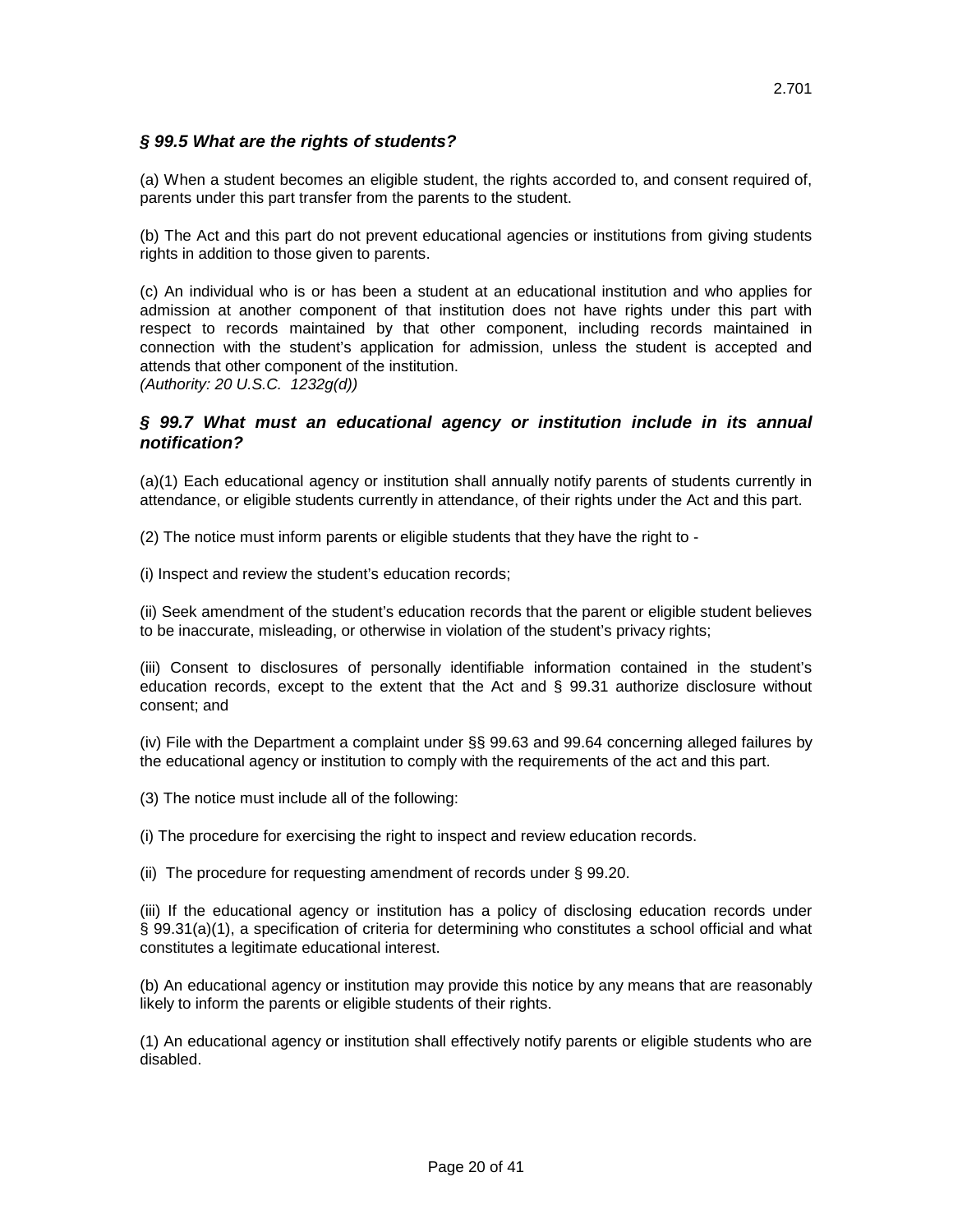### *§ 99.5 What are the rights of students?*

(a) When a student becomes an eligible student, the rights accorded to, and consent required of, parents under this part transfer from the parents to the student.

(b) The Act and this part do not prevent educational agencies or institutions from giving students rights in addition to those given to parents.

(c) An individual who is or has been a student at an educational institution and who applies for admission at another component of that institution does not have rights under this part with respect to records maintained by that other component, including records maintained in connection with the student's application for admission, unless the student is accepted and attends that other component of the institution.
*(Authority: 20 U.S.C. 1232g(d))*

### *§ 99.7 What must an educational agency or institution include in its annual notification?*

(a)(1) Each educational agency or institution shall annually notify parents of students currently in attendance, or eligible students currently in attendance, of their rights under the Act and this part.

(2) The notice must inform parents or eligible students that they have the right to -

(i) Inspect and review the student's education records;

(ii) Seek amendment of the student's education records that the parent or eligible student believes to be inaccurate, misleading, or otherwise in violation of the student's privacy rights;

(iii) Consent to disclosures of personally identifiable information contained in the student's education records, except to the extent that the Act and § 99.31 authorize disclosure without consent; and

(iv) File with the Department a complaint under §§ 99.63 and 99.64 concerning alleged failures by the educational agency or institution to comply with the requirements of the act and this part.

(3) The notice must include all of the following:

(i) The procedure for exercising the right to inspect and review education records.

(ii) The procedure for requesting amendment of records under § 99.20.

(iii) If the educational agency or institution has a policy of disclosing education records under § 99.31(a)(1), a specification of criteria for determining who constitutes a school official and what constitutes a legitimate educational interest.

(b) An educational agency or institution may provide this notice by any means that are reasonably likely to inform the parents or eligible students of their rights.

(1) An educational agency or institution shall effectively notify parents or eligible students who are disabled.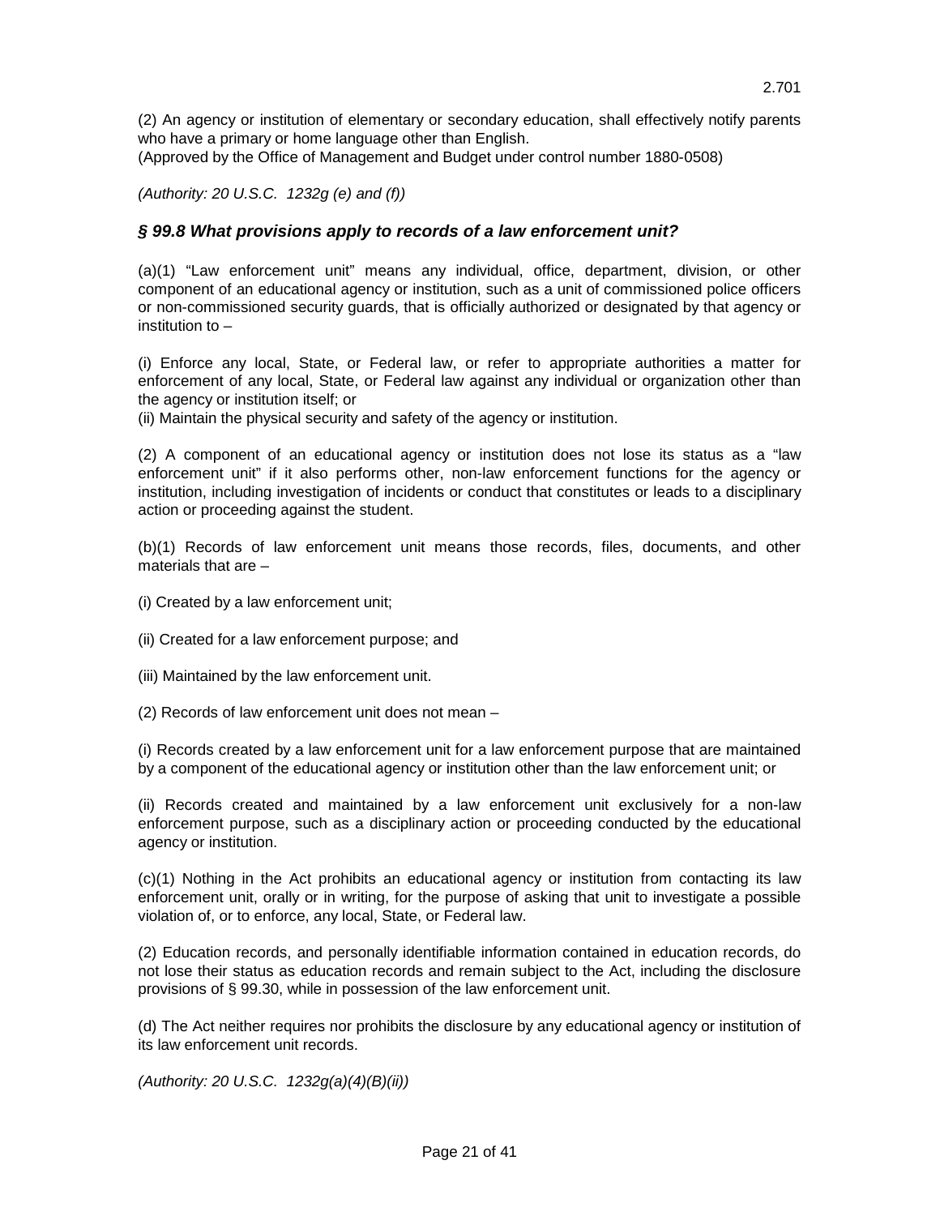(2) An agency or institution of elementary or secondary education, shall effectively notify parents who have a primary or home language other than English.
(Approved by the Office of Management and Budget under control number 1880-0508)

*(Authority: 20 U.S.C. 1232g (e) and (f))*

### *§ 99.8 What provisions apply to records of a law enforcement unit?*

(a)(1) "Law enforcement unit" means any individual, office, department, division, or other component of an educational agency or institution, such as a unit of commissioned police officers or non-commissioned security guards, that is officially authorized or designated by that agency or institution to –

(i) Enforce any local, State, or Federal law, or refer to appropriate authorities a matter for enforcement of any local, State, or Federal law against any individual or organization other than the agency or institution itself; or
(ii) Maintain the physical security and safety of the agency or institution.

(2) A component of an educational agency or institution does not lose its status as a "law enforcement unit" if it also performs other, non-law enforcement functions for the agency or institution, including investigation of incidents or conduct that constitutes or leads to a disciplinary action or proceeding against the student.

(b)(1) Records of law enforcement unit means those records, files, documents, and other materials that are –

(i) Created by a law enforcement unit;

(ii) Created for a law enforcement purpose; and

(iii) Maintained by the law enforcement unit.

(2) Records of law enforcement unit does not mean –

(i) Records created by a law enforcement unit for a law enforcement purpose that are maintained by a component of the educational agency or institution other than the law enforcement unit; or

(ii) Records created and maintained by a law enforcement unit exclusively for a non-law enforcement purpose, such as a disciplinary action or proceeding conducted by the educational agency or institution.

(c)(1) Nothing in the Act prohibits an educational agency or institution from contacting its law enforcement unit, orally or in writing, for the purpose of asking that unit to investigate a possible violation of, or to enforce, any local, State, or Federal law.

(2) Education records, and personally identifiable information contained in education records, do not lose their status as education records and remain subject to the Act, including the disclosure provisions of § 99.30, while in possession of the law enforcement unit.

(d) The Act neither requires nor prohibits the disclosure by any educational agency or institution of its law enforcement unit records.

*(Authority: 20 U.S.C. 1232g(a)(4)(B)(ii))*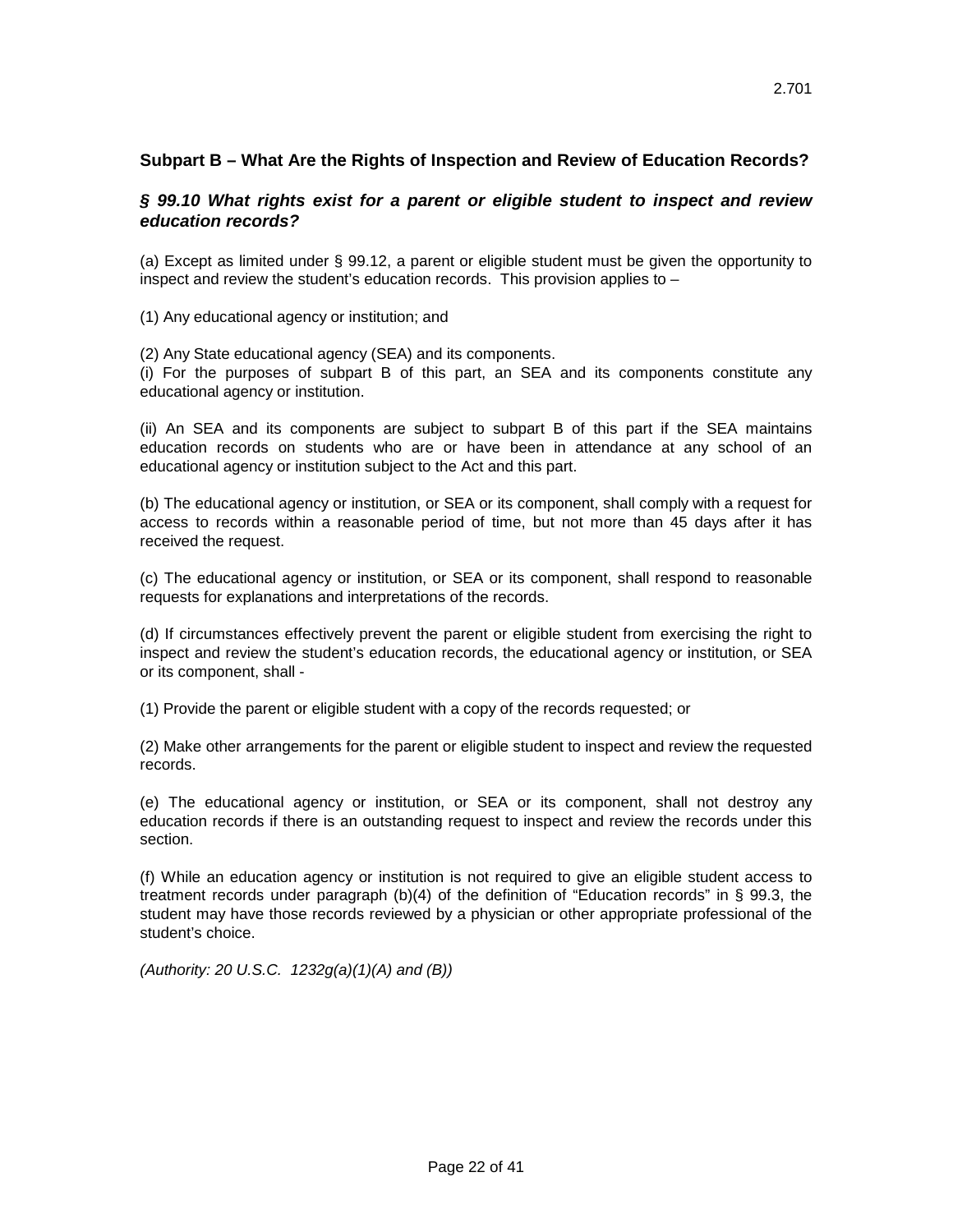2.701

## Subpart B – What Are the Rights of Inspection and Review of Education Records?

### *§ 99.10 What rights exist for a parent or eligible student to inspect and review education records?*

(a) Except as limited under § 99.12, a parent or eligible student must be given the opportunity to inspect and review the student's education records. This provision applies to –

(1) Any educational agency or institution; and

(2) Any State educational agency (SEA) and its components.

(i) For the purposes of subpart B of this part, an SEA and its components constitute any educational agency or institution.

(ii) An SEA and its components are subject to subpart B of this part if the SEA maintains education records on students who are or have been in attendance at any school of an educational agency or institution subject to the Act and this part.

(b) The educational agency or institution, or SEA or its component, shall comply with a request for access to records within a reasonable period of time, but not more than 45 days after it has received the request.

(c) The educational agency or institution, or SEA or its component, shall respond to reasonable requests for explanations and interpretations of the records.

(d) If circumstances effectively prevent the parent or eligible student from exercising the right to inspect and review the student's education records, the educational agency or institution, or SEA or its component, shall -

(1) Provide the parent or eligible student with a copy of the records requested; or

(2) Make other arrangements for the parent or eligible student to inspect and review the requested records.

(e) The educational agency or institution, or SEA or its component, shall not destroy any education records if there is an outstanding request to inspect and review the records under this section.

(f) While an education agency or institution is not required to give an eligible student access to treatment records under paragraph (b)(4) of the definition of "Education records" in § 99.3, the student may have those records reviewed by a physician or other appropriate professional of the student's choice.

*(Authority: 20 U.S.C. 1232g(a)(1)(A) and (B))*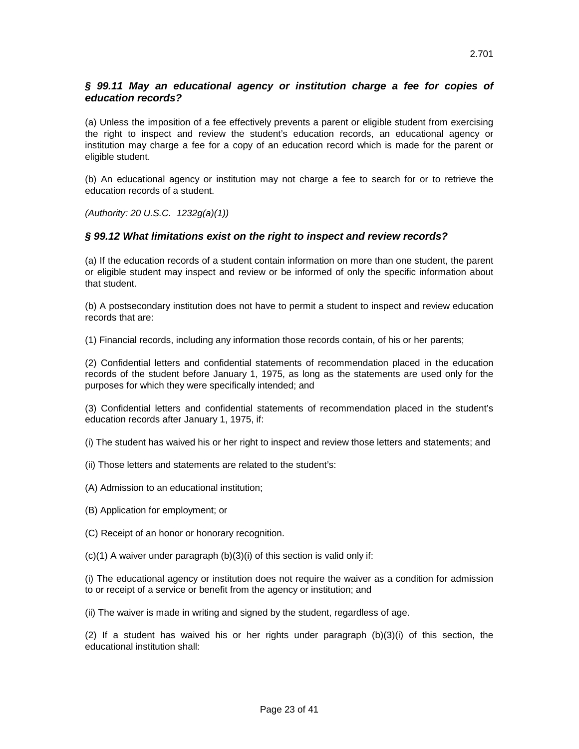### *§ 99.11 May an educational agency or institution charge a fee for copies of education records?*

(a) Unless the imposition of a fee effectively prevents a parent or eligible student from exercising the right to inspect and review the student's education records, an educational agency or institution may charge a fee for a copy of an education record which is made for the parent or eligible student.

(b) An educational agency or institution may not charge a fee to search for or to retrieve the education records of a student.

*(Authority: 20 U.S.C. 1232g(a)(1))*

### *§ 99.12 What limitations exist on the right to inspect and review records?*

(a) If the education records of a student contain information on more than one student, the parent or eligible student may inspect and review or be informed of only the specific information about that student.

(b) A postsecondary institution does not have to permit a student to inspect and review education records that are:

(1) Financial records, including any information those records contain, of his or her parents;

(2) Confidential letters and confidential statements of recommendation placed in the education records of the student before January 1, 1975, as long as the statements are used only for the purposes for which they were specifically intended; and

(3) Confidential letters and confidential statements of recommendation placed in the student's education records after January 1, 1975, if:

(i) The student has waived his or her right to inspect and review those letters and statements; and

(ii) Those letters and statements are related to the student's:

(A) Admission to an educational institution;

(B) Application for employment; or

(C) Receipt of an honor or honorary recognition.

(c)(1) A waiver under paragraph (b)(3)(i) of this section is valid only if:

(i) The educational agency or institution does not require the waiver as a condition for admission to or receipt of a service or benefit from the agency or institution; and

(ii) The waiver is made in writing and signed by the student, regardless of age.

(2) If a student has waived his or her rights under paragraph (b)(3)(i) of this section, the educational institution shall: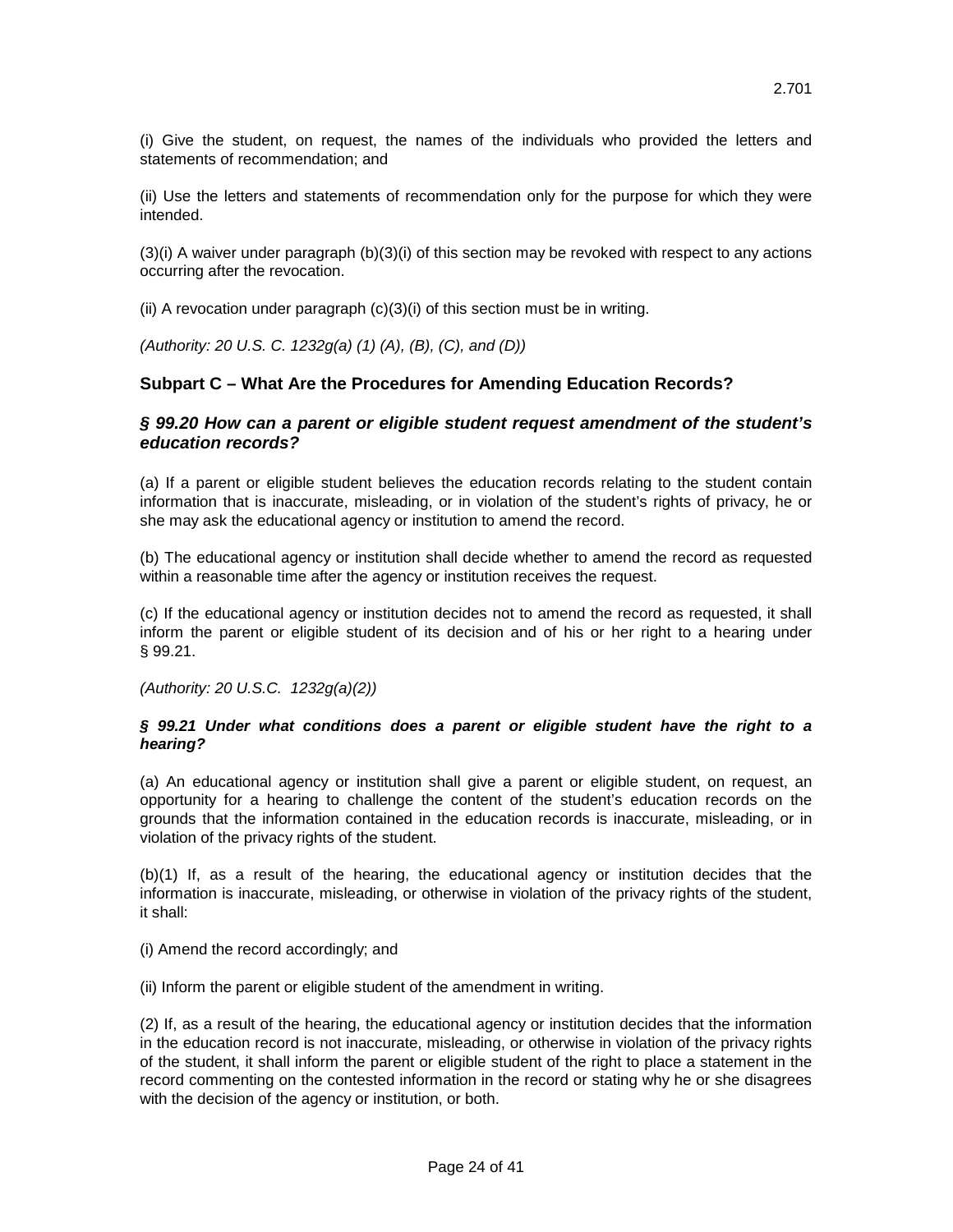(i) Give the student, on request, the names of the individuals who provided the letters and statements of recommendation; and

(ii) Use the letters and statements of recommendation only for the purpose for which they were intended.

(3)(i) A waiver under paragraph (b)(3)(i) of this section may be revoked with respect to any actions occurring after the revocation.

(ii) A revocation under paragraph (c)(3)(i) of this section must be in writing.

*(Authority: 20 U.S. C. 1232g(a) (1) (A), (B), (C), and (D))*

## Subpart C – What Are the Procedures for Amending Education Records?

### *§ 99.20 How can a parent or eligible student request amendment of the student's education records?*

(a) If a parent or eligible student believes the education records relating to the student contain information that is inaccurate, misleading, or in violation of the student's rights of privacy, he or she may ask the educational agency or institution to amend the record.

(b) The educational agency or institution shall decide whether to amend the record as requested within a reasonable time after the agency or institution receives the request.

(c) If the educational agency or institution decides not to amend the record as requested, it shall inform the parent or eligible student of its decision and of his or her right to a hearing under § 99.21.

*(Authority: 20 U.S.C. 1232g(a)(2))*

#### *§ 99.21 Under what conditions does a parent or eligible student have the right to a hearing?*

(a) An educational agency or institution shall give a parent or eligible student, on request, an opportunity for a hearing to challenge the content of the student's education records on the grounds that the information contained in the education records is inaccurate, misleading, or in violation of the privacy rights of the student.

(b)(1) If, as a result of the hearing, the educational agency or institution decides that the information is inaccurate, misleading, or otherwise in violation of the privacy rights of the student, it shall:

(i) Amend the record accordingly; and

(ii) Inform the parent or eligible student of the amendment in writing.

(2) If, as a result of the hearing, the educational agency or institution decides that the information in the education record is not inaccurate, misleading, or otherwise in violation of the privacy rights of the student, it shall inform the parent or eligible student of the right to place a statement in the record commenting on the contested information in the record or stating why he or she disagrees with the decision of the agency or institution, or both.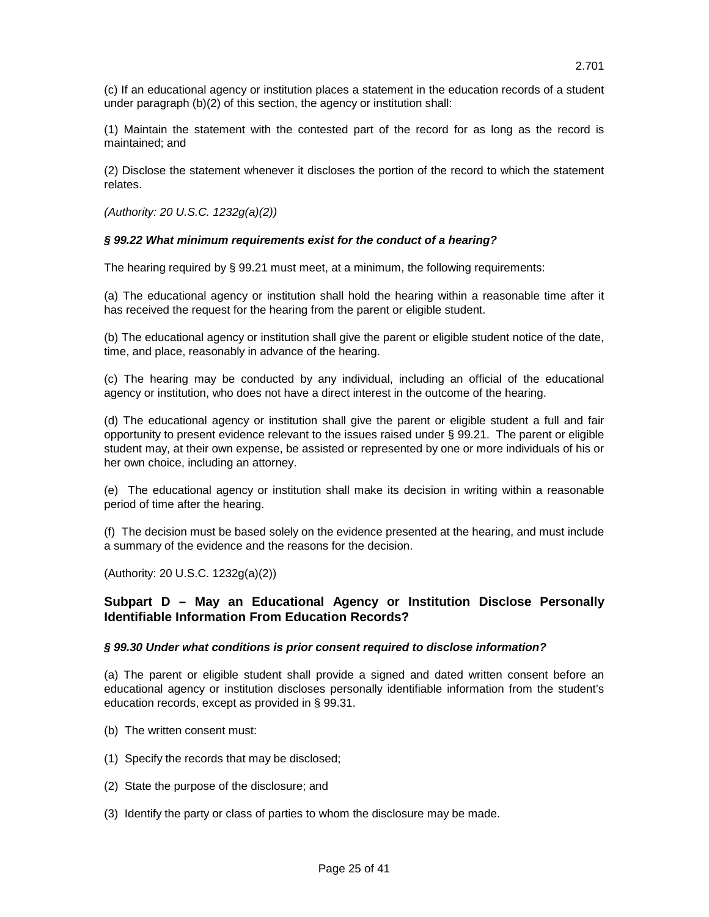(c) If an educational agency or institution places a statement in the education records of a student under paragraph (b)(2) of this section, the agency or institution shall:

(1) Maintain the statement with the contested part of the record for as long as the record is maintained; and

(2) Disclose the statement whenever it discloses the portion of the record to which the statement relates.

*(Authority: 20 U.S.C. 1232g(a)(2))*

#### *§ 99.22 What minimum requirements exist for the conduct of a hearing?*

The hearing required by § 99.21 must meet, at a minimum, the following requirements:

(a) The educational agency or institution shall hold the hearing within a reasonable time after it has received the request for the hearing from the parent or eligible student.

(b) The educational agency or institution shall give the parent or eligible student notice of the date, time, and place, reasonably in advance of the hearing.

(c) The hearing may be conducted by any individual, including an official of the educational agency or institution, who does not have a direct interest in the outcome of the hearing.

(d) The educational agency or institution shall give the parent or eligible student a full and fair opportunity to present evidence relevant to the issues raised under § 99.21. The parent or eligible student may, at their own expense, be assisted or represented by one or more individuals of his or her own choice, including an attorney.

(e) The educational agency or institution shall make its decision in writing within a reasonable period of time after the hearing.

(f) The decision must be based solely on the evidence presented at the hearing, and must include a summary of the evidence and the reasons for the decision.

(Authority: 20 U.S.C. 1232g(a)(2))

### Subpart D – May an Educational Agency or Institution Disclose Personally Identifiable Information From Education Records?

#### *§ 99.30 Under what conditions is prior consent required to disclose information?*

(a) The parent or eligible student shall provide a signed and dated written consent before an educational agency or institution discloses personally identifiable information from the student's education records, except as provided in § 99.31.

(b) The written consent must:

(1) Specify the records that may be disclosed;

(2) State the purpose of the disclosure; and

(3) Identify the party or class of parties to whom the disclosure may be made.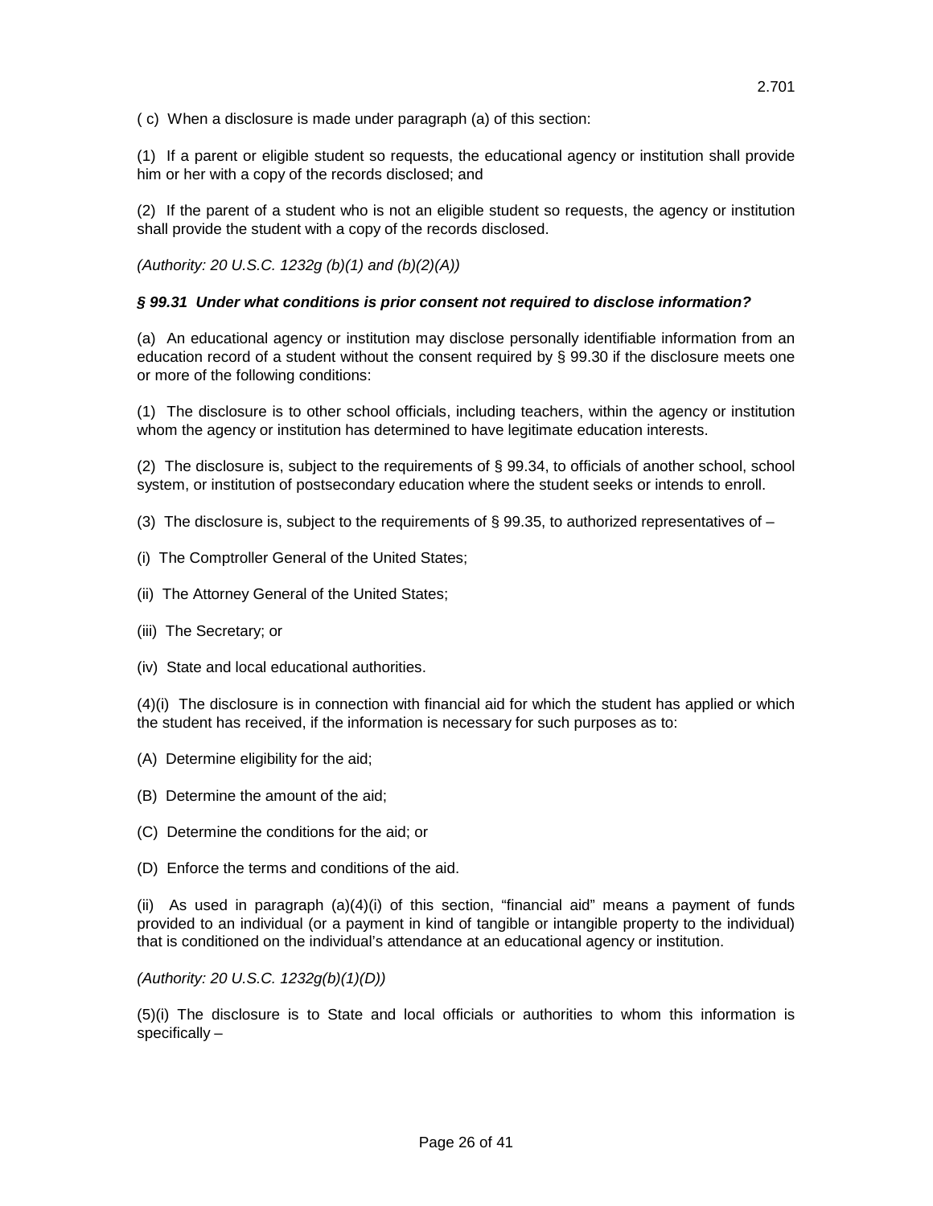( c) When a disclosure is made under paragraph (a) of this section:

(1) If a parent or eligible student so requests, the educational agency or institution shall provide him or her with a copy of the records disclosed; and

(2) If the parent of a student who is not an eligible student so requests, the agency or institution shall provide the student with a copy of the records disclosed.

*(Authority: 20 U.S.C. 1232g (b)(1) and (b)(2)(A))*

***§ 99.31 Under what conditions is prior consent not required to disclose information?***

(a) An educational agency or institution may disclose personally identifiable information from an education record of a student without the consent required by § 99.30 if the disclosure meets one or more of the following conditions:

(1) The disclosure is to other school officials, including teachers, within the agency or institution whom the agency or institution has determined to have legitimate education interests.

(2) The disclosure is, subject to the requirements of § 99.34, to officials of another school, school system, or institution of postsecondary education where the student seeks or intends to enroll.

(3) The disclosure is, subject to the requirements of § 99.35, to authorized representatives of –

(i) The Comptroller General of the United States;

(ii) The Attorney General of the United States;

(iii) The Secretary; or

(iv) State and local educational authorities.

(4)(i) The disclosure is in connection with financial aid for which the student has applied or which the student has received, if the information is necessary for such purposes as to:

(A) Determine eligibility for the aid;

(B) Determine the amount of the aid;

(C) Determine the conditions for the aid; or

(D) Enforce the terms and conditions of the aid.

(ii) As used in paragraph (a)(4)(i) of this section, "financial aid" means a payment of funds provided to an individual (or a payment in kind of tangible or intangible property to the individual) that is conditioned on the individual's attendance at an educational agency or institution.

*(Authority: 20 U.S.C. 1232g(b)(1)(D))*

(5)(i) The disclosure is to State and local officials or authorities to whom this information is specifically –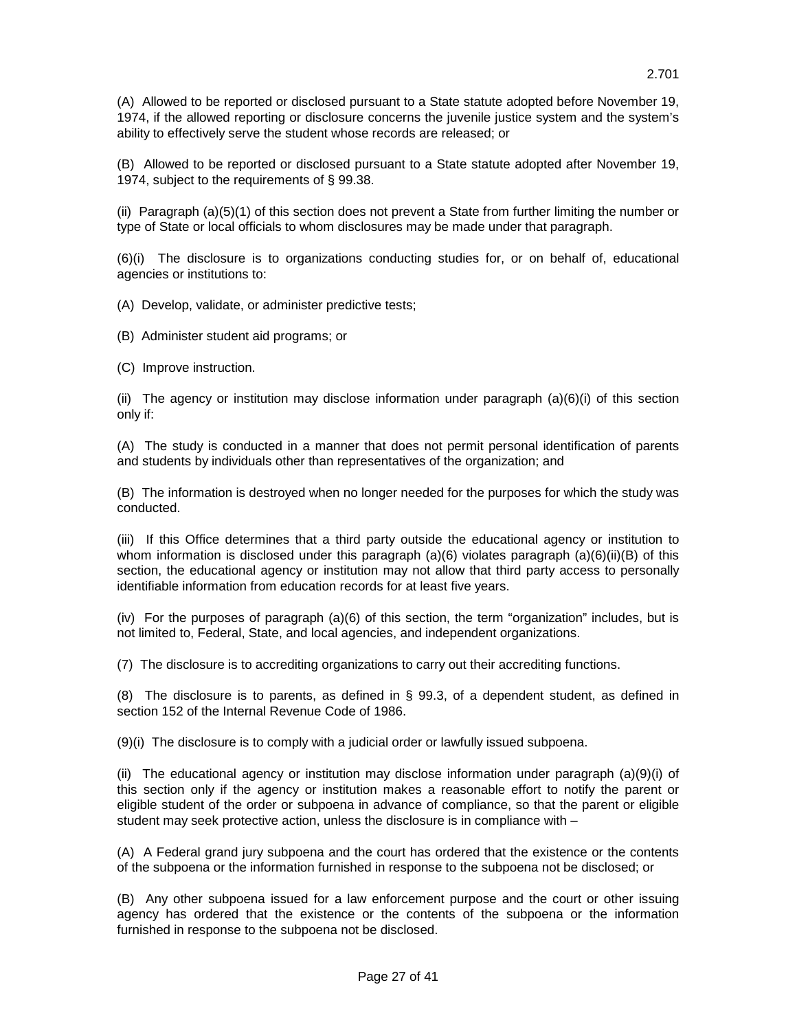(A) Allowed to be reported or disclosed pursuant to a State statute adopted before November 19, 1974, if the allowed reporting or disclosure concerns the juvenile justice system and the system's ability to effectively serve the student whose records are released; or

(B) Allowed to be reported or disclosed pursuant to a State statute adopted after November 19, 1974, subject to the requirements of § 99.38.

(ii) Paragraph (a)(5)(1) of this section does not prevent a State from further limiting the number or type of State or local officials to whom disclosures may be made under that paragraph.

(6)(i) The disclosure is to organizations conducting studies for, or on behalf of, educational agencies or institutions to:

(A) Develop, validate, or administer predictive tests;

(B) Administer student aid programs; or

(C) Improve instruction.

(ii) The agency or institution may disclose information under paragraph (a)(6)(i) of this section only if:

(A) The study is conducted in a manner that does not permit personal identification of parents and students by individuals other than representatives of the organization; and

(B) The information is destroyed when no longer needed for the purposes for which the study was conducted.

(iii) If this Office determines that a third party outside the educational agency or institution to whom information is disclosed under this paragraph (a)(6) violates paragraph (a)(6)(ii)(B) of this section, the educational agency or institution may not allow that third party access to personally identifiable information from education records for at least five years.

(iv) For the purposes of paragraph (a)(6) of this section, the term "organization" includes, but is not limited to, Federal, State, and local agencies, and independent organizations.

(7) The disclosure is to accrediting organizations to carry out their accrediting functions.

(8) The disclosure is to parents, as defined in § 99.3, of a dependent student, as defined in section 152 of the Internal Revenue Code of 1986.

(9)(i) The disclosure is to comply with a judicial order or lawfully issued subpoena.

(ii) The educational agency or institution may disclose information under paragraph (a)(9)(i) of this section only if the agency or institution makes a reasonable effort to notify the parent or eligible student of the order or subpoena in advance of compliance, so that the parent or eligible student may seek protective action, unless the disclosure is in compliance with –

(A) A Federal grand jury subpoena and the court has ordered that the existence or the contents of the subpoena or the information furnished in response to the subpoena not be disclosed; or

(B) Any other subpoena issued for a law enforcement purpose and the court or other issuing agency has ordered that the existence or the contents of the subpoena or the information furnished in response to the subpoena not be disclosed.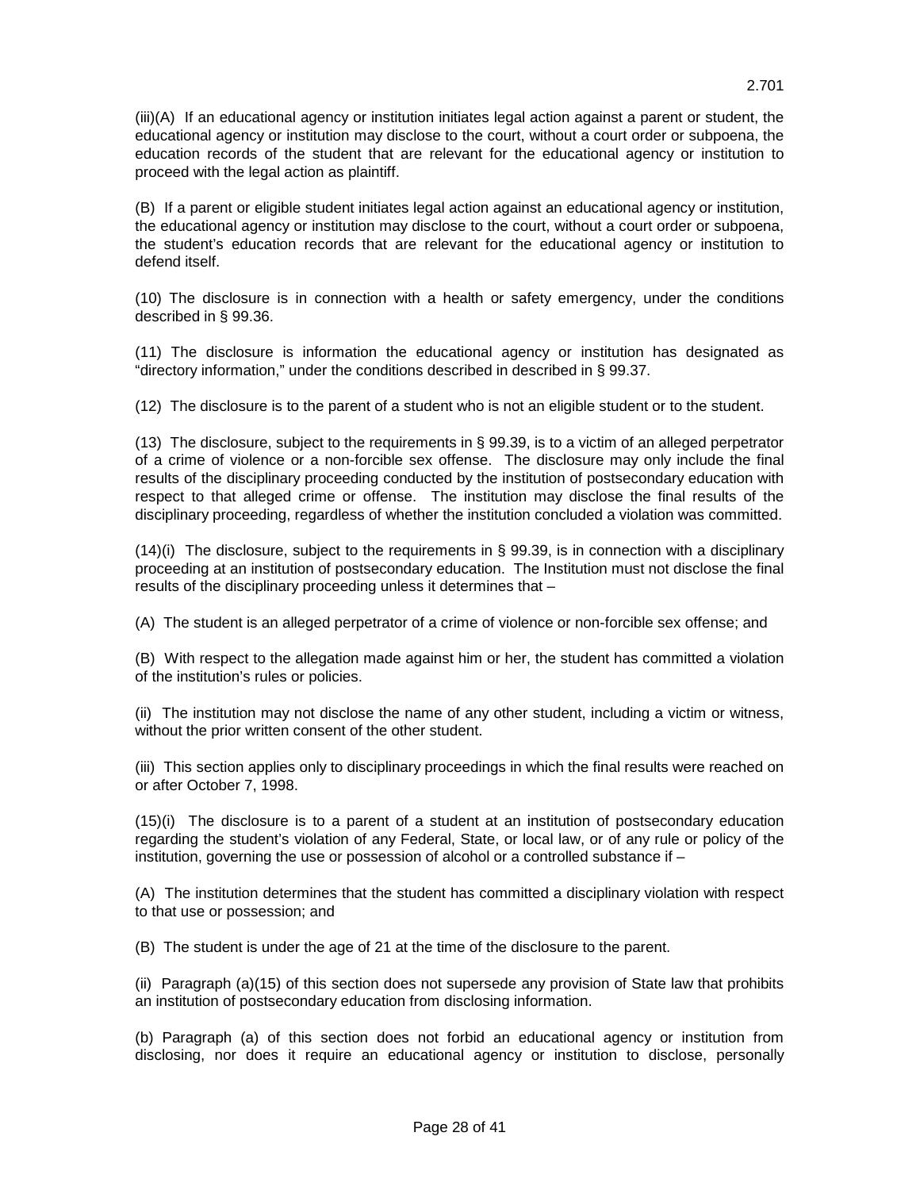(iii)(A) If an educational agency or institution initiates legal action against a parent or student, the educational agency or institution may disclose to the court, without a court order or subpoena, the education records of the student that are relevant for the educational agency or institution to proceed with the legal action as plaintiff.

(B) If a parent or eligible student initiates legal action against an educational agency or institution, the educational agency or institution may disclose to the court, without a court order or subpoena, the student's education records that are relevant for the educational agency or institution to defend itself.

(10) The disclosure is in connection with a health or safety emergency, under the conditions described in § 99.36.

(11) The disclosure is information the educational agency or institution has designated as "directory information," under the conditions described in described in § 99.37.

(12) The disclosure is to the parent of a student who is not an eligible student or to the student.

(13) The disclosure, subject to the requirements in § 99.39, is to a victim of an alleged perpetrator of a crime of violence or a non-forcible sex offense. The disclosure may only include the final results of the disciplinary proceeding conducted by the institution of postsecondary education with respect to that alleged crime or offense. The institution may disclose the final results of the disciplinary proceeding, regardless of whether the institution concluded a violation was committed.

(14)(i) The disclosure, subject to the requirements in § 99.39, is in connection with a disciplinary proceeding at an institution of postsecondary education. The Institution must not disclose the final results of the disciplinary proceeding unless it determines that –

(A) The student is an alleged perpetrator of a crime of violence or non-forcible sex offense; and

(B) With respect to the allegation made against him or her, the student has committed a violation of the institution's rules or policies.

(ii) The institution may not disclose the name of any other student, including a victim or witness, without the prior written consent of the other student.

(iii) This section applies only to disciplinary proceedings in which the final results were reached on or after October 7, 1998.

(15)(i) The disclosure is to a parent of a student at an institution of postsecondary education regarding the student's violation of any Federal, State, or local law, or of any rule or policy of the institution, governing the use or possession of alcohol or a controlled substance if –

(A) The institution determines that the student has committed a disciplinary violation with respect to that use or possession; and

(B) The student is under the age of 21 at the time of the disclosure to the parent.

(ii) Paragraph (a)(15) of this section does not supersede any provision of State law that prohibits an institution of postsecondary education from disclosing information.

(b) Paragraph (a) of this section does not forbid an educational agency or institution from disclosing, nor does it require an educational agency or institution to disclose, personally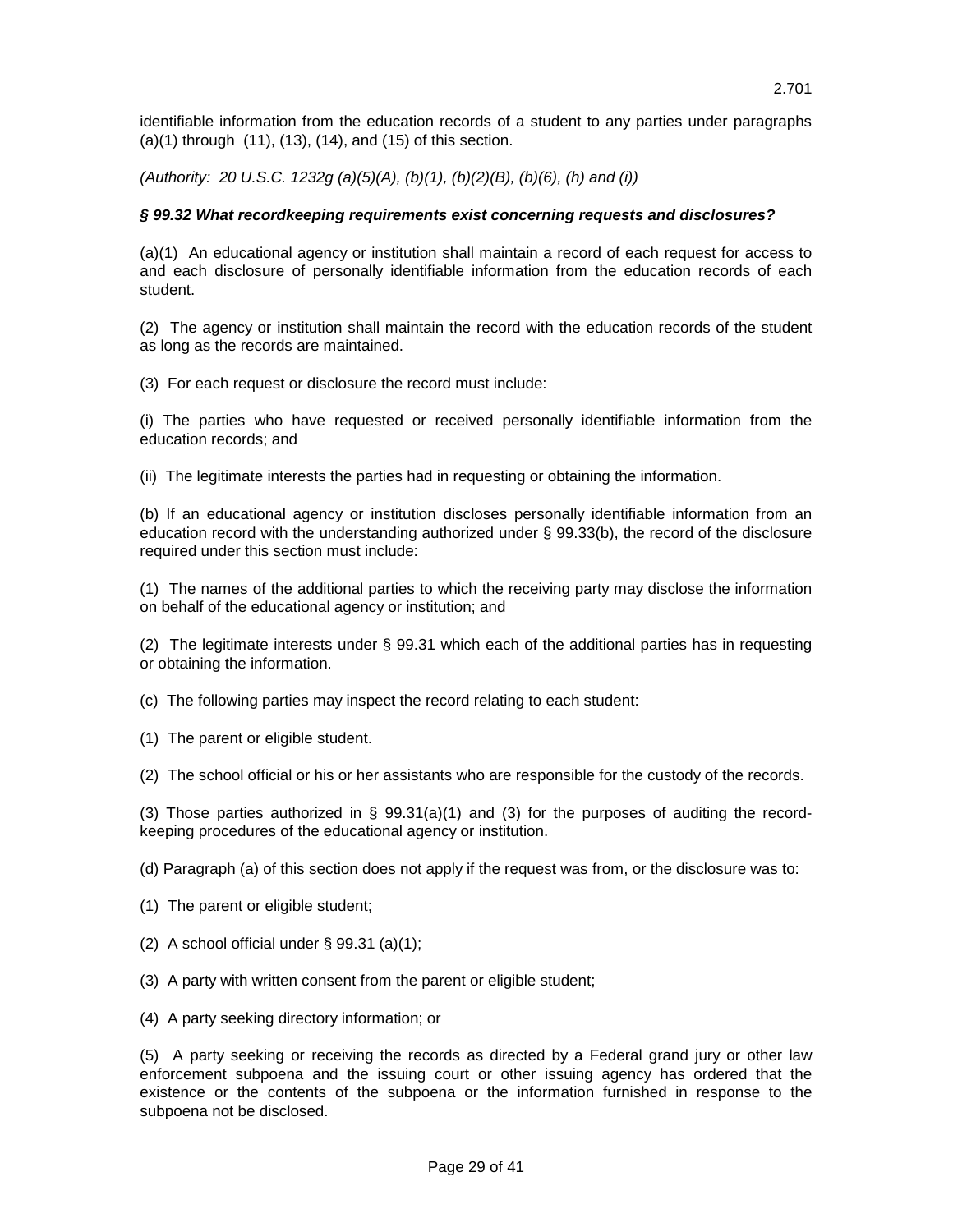identifiable information from the education records of a student to any parties under paragraphs (a)(1) through (11), (13), (14), and (15) of this section.

*(Authority: 20 U.S.C. 1232g (a)(5)(A), (b)(1), (b)(2)(B), (b)(6), (h) and (i))*

***§ 99.32 What recordkeeping requirements exist concerning requests and disclosures?***

(a)(1) An educational agency or institution shall maintain a record of each request for access to and each disclosure of personally identifiable information from the education records of each student.

(2) The agency or institution shall maintain the record with the education records of the student as long as the records are maintained.

(3) For each request or disclosure the record must include:

(i) The parties who have requested or received personally identifiable information from the education records; and

(ii) The legitimate interests the parties had in requesting or obtaining the information.

(b) If an educational agency or institution discloses personally identifiable information from an education record with the understanding authorized under § 99.33(b), the record of the disclosure required under this section must include:

(1) The names of the additional parties to which the receiving party may disclose the information on behalf of the educational agency or institution; and

(2) The legitimate interests under § 99.31 which each of the additional parties has in requesting or obtaining the information.

(c) The following parties may inspect the record relating to each student:

(1) The parent or eligible student.

(2) The school official or his or her assistants who are responsible for the custody of the records.

(3) Those parties authorized in § 99.31(a)(1) and (3) for the purposes of auditing the record-keeping procedures of the educational agency or institution.

(d) Paragraph (a) of this section does not apply if the request was from, or the disclosure was to:

(1) The parent or eligible student;

(2) A school official under § 99.31 (a)(1);

(3) A party with written consent from the parent or eligible student;

(4) A party seeking directory information; or

(5) A party seeking or receiving the records as directed by a Federal grand jury or other law enforcement subpoena and the issuing court or other issuing agency has ordered that the existence or the contents of the subpoena or the information furnished in response to the subpoena not be disclosed.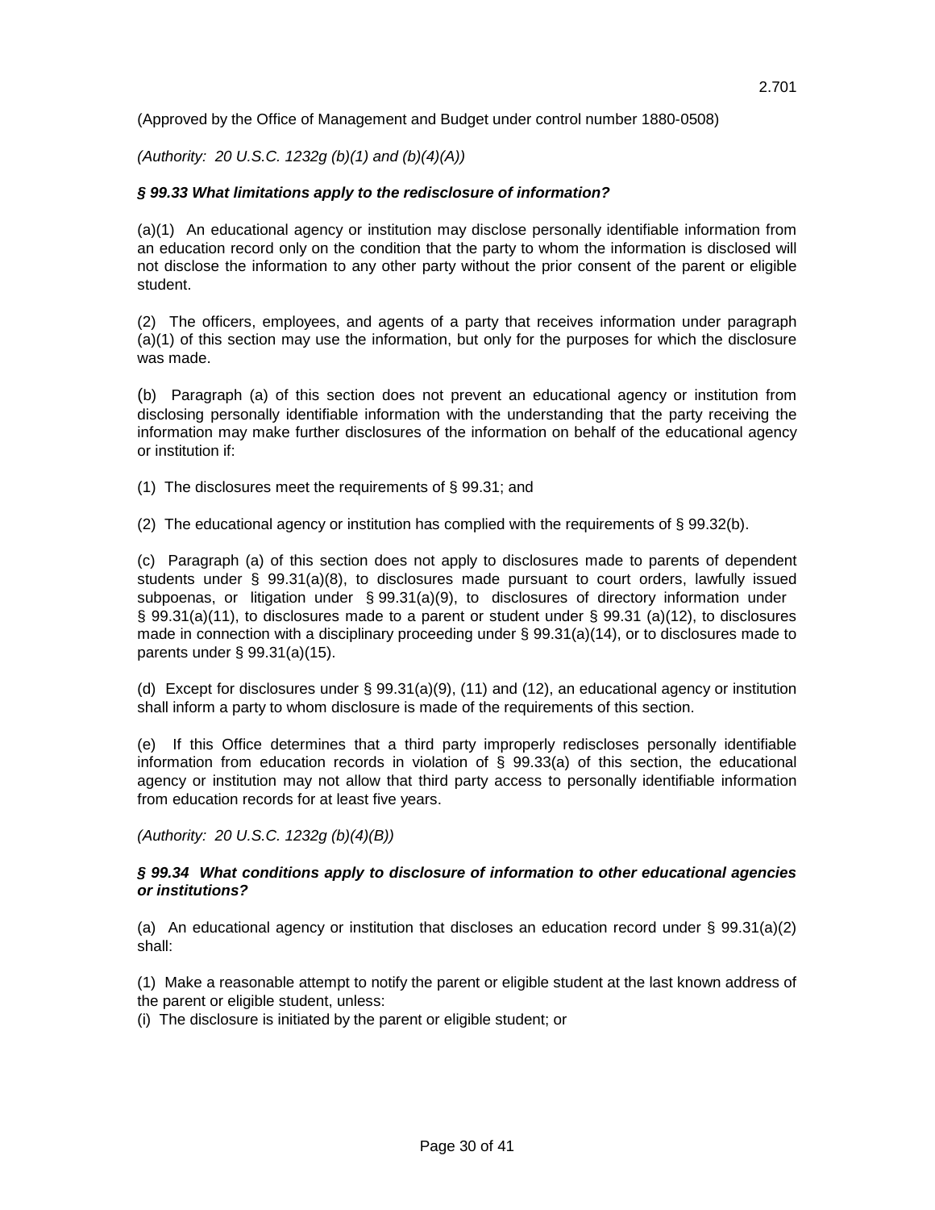(Approved by the Office of Management and Budget under control number 1880-0508)

*(Authority: 20 U.S.C. 1232g (b)(1) and (b)(4)(A))*

***§ 99.33 What limitations apply to the redisclosure of information?***

(a)(1) An educational agency or institution may disclose personally identifiable information from an education record only on the condition that the party to whom the information is disclosed will not disclose the information to any other party without the prior consent of the parent or eligible student.

(2) The officers, employees, and agents of a party that receives information under paragraph (a)(1) of this section may use the information, but only for the purposes for which the disclosure was made.

(b) Paragraph (a) of this section does not prevent an educational agency or institution from disclosing personally identifiable information with the understanding that the party receiving the information may make further disclosures of the information on behalf of the educational agency or institution if:

(1) The disclosures meet the requirements of § 99.31; and

(2) The educational agency or institution has complied with the requirements of § 99.32(b).

(c) Paragraph (a) of this section does not apply to disclosures made to parents of dependent students under § 99.31(a)(8), to disclosures made pursuant to court orders, lawfully issued subpoenas, or litigation under § 99.31(a)(9), to disclosures of directory information under § 99.31(a)(11), to disclosures made to a parent or student under § 99.31 (a)(12), to disclosures made in connection with a disciplinary proceeding under § 99.31(a)(14), or to disclosures made to parents under § 99.31(a)(15).

(d) Except for disclosures under § 99.31(a)(9), (11) and (12), an educational agency or institution shall inform a party to whom disclosure is made of the requirements of this section.

(e) If this Office determines that a third party improperly rediscloses personally identifiable information from education records in violation of § 99.33(a) of this section, the educational agency or institution may not allow that third party access to personally identifiable information from education records for at least five years.

*(Authority: 20 U.S.C. 1232g (b)(4)(B))*

***§ 99.34 What conditions apply to disclosure of information to other educational agencies or institutions?***

(a) An educational agency or institution that discloses an education record under § 99.31(a)(2) shall:

(1) Make a reasonable attempt to notify the parent or eligible student at the last known address of the parent or eligible student, unless:
(i) The disclosure is initiated by the parent or eligible student; or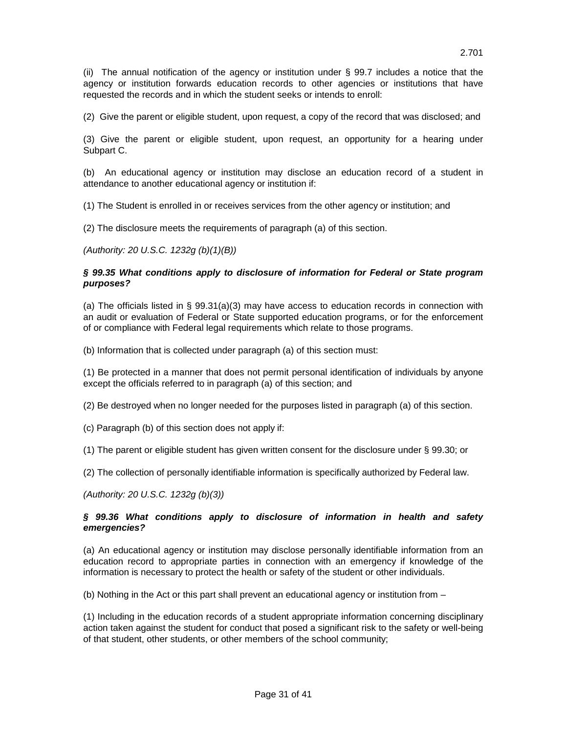(ii) The annual notification of the agency or institution under § 99.7 includes a notice that the agency or institution forwards education records to other agencies or institutions that have requested the records and in which the student seeks or intends to enroll:

(2) Give the parent or eligible student, upon request, a copy of the record that was disclosed; and

(3) Give the parent or eligible student, upon request, an opportunity for a hearing under Subpart C.

(b) An educational agency or institution may disclose an education record of a student in attendance to another educational agency or institution if:

(1) The Student is enrolled in or receives services from the other agency or institution; and

(2) The disclosure meets the requirements of paragraph (a) of this section.

*(Authority: 20 U.S.C. 1232g (b)(1)(B))*

***§ 99.35 What conditions apply to disclosure of information for Federal or State program purposes?***

(a) The officials listed in § 99.31(a)(3) may have access to education records in connection with an audit or evaluation of Federal or State supported education programs, or for the enforcement of or compliance with Federal legal requirements which relate to those programs.

(b) Information that is collected under paragraph (a) of this section must:

(1) Be protected in a manner that does not permit personal identification of individuals by anyone except the officials referred to in paragraph (a) of this section; and

(2) Be destroyed when no longer needed for the purposes listed in paragraph (a) of this section.

(c) Paragraph (b) of this section does not apply if:

(1) The parent or eligible student has given written consent for the disclosure under § 99.30; or

(2) The collection of personally identifiable information is specifically authorized by Federal law.

*(Authority: 20 U.S.C. 1232g (b)(3))*

***§ 99.36 What conditions apply to disclosure of information in health and safety emergencies?***

(a) An educational agency or institution may disclose personally identifiable information from an education record to appropriate parties in connection with an emergency if knowledge of the information is necessary to protect the health or safety of the student or other individuals.

(b) Nothing in the Act or this part shall prevent an educational agency or institution from –

(1) Including in the education records of a student appropriate information concerning disciplinary action taken against the student for conduct that posed a significant risk to the safety or well-being of that student, other students, or other members of the school community;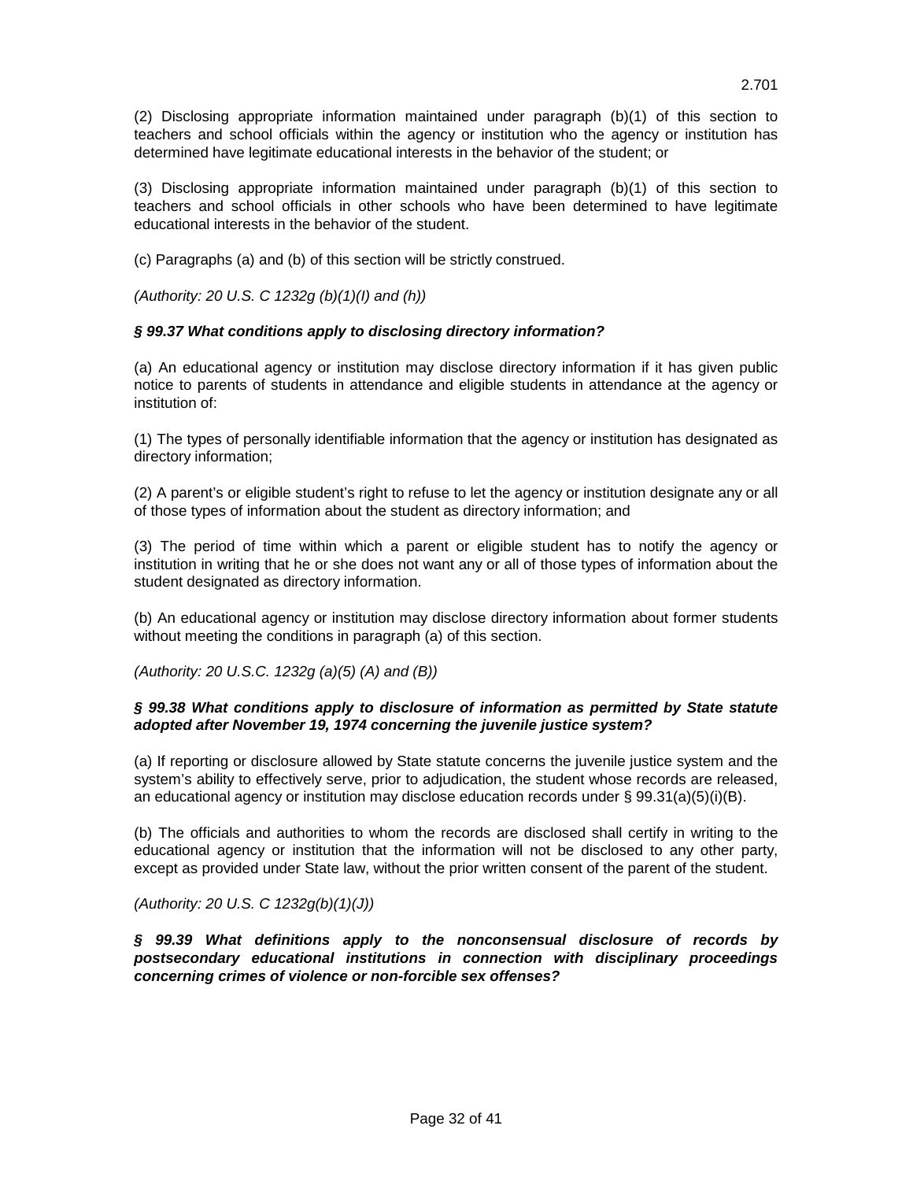(2) Disclosing appropriate information maintained under paragraph (b)(1) of this section to teachers and school officials within the agency or institution who the agency or institution has determined have legitimate educational interests in the behavior of the student; or

(3) Disclosing appropriate information maintained under paragraph (b)(1) of this section to teachers and school officials in other schools who have been determined to have legitimate educational interests in the behavior of the student.

(c) Paragraphs (a) and (b) of this section will be strictly construed.

*(Authority: 20 U.S. C 1232g (b)(1)(I) and (h))*

### *§ 99.37 What conditions apply to disclosing directory information?*

(a) An educational agency or institution may disclose directory information if it has given public notice to parents of students in attendance and eligible students in attendance at the agency or institution of:

(1) The types of personally identifiable information that the agency or institution has designated as directory information;

(2) A parent's or eligible student's right to refuse to let the agency or institution designate any or all of those types of information about the student as directory information; and

(3) The period of time within which a parent or eligible student has to notify the agency or institution in writing that he or she does not want any or all of those types of information about the student designated as directory information.

(b) An educational agency or institution may disclose directory information about former students without meeting the conditions in paragraph (a) of this section.

*(Authority: 20 U.S.C. 1232g (a)(5) (A) and (B))*

### *§ 99.38 What conditions apply to disclosure of information as permitted by State statute adopted after November 19, 1974 concerning the juvenile justice system?*

(a) If reporting or disclosure allowed by State statute concerns the juvenile justice system and the system's ability to effectively serve, prior to adjudication, the student whose records are released, an educational agency or institution may disclose education records under § 99.31(a)(5)(i)(B).

(b) The officials and authorities to whom the records are disclosed shall certify in writing to the educational agency or institution that the information will not be disclosed to any other party, except as provided under State law, without the prior written consent of the parent of the student.

*(Authority: 20 U.S. C 1232g(b)(1)(J))*

### *§ 99.39 What definitions apply to the nonconsensual disclosure of records by postsecondary educational institutions in connection with disciplinary proceedings concerning crimes of violence or non-forcible sex offenses?*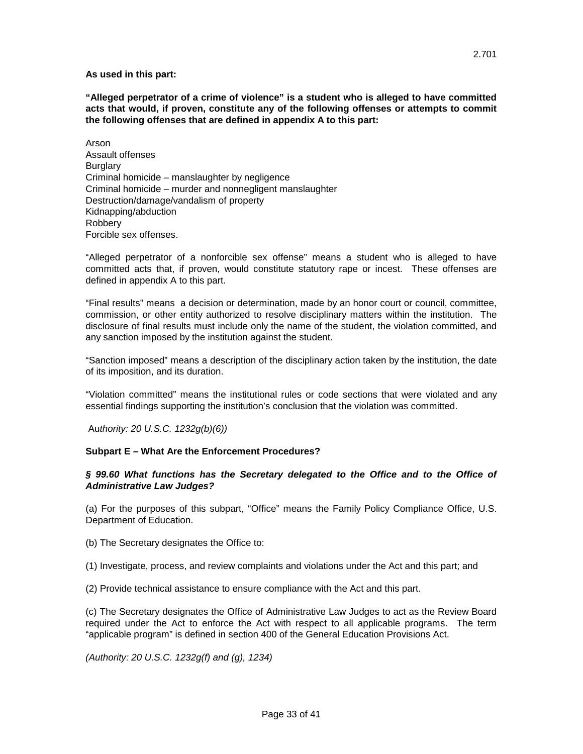**As used in this part:**

**"Alleged perpetrator of a crime of violence" is a student who is alleged to have committed acts that would, if proven, constitute any of the following offenses or attempts to commit the following offenses that are defined in appendix A to this part:**

Arson
Assault offenses
Burglary
Criminal homicide – manslaughter by negligence
Criminal homicide – murder and nonnegligent manslaughter
Destruction/damage/vandalism of property
Kidnapping/abduction
Robbery
Forcible sex offenses.

"Alleged perpetrator of a nonforcible sex offense" means a student who is alleged to have committed acts that, if proven, would constitute statutory rape or incest. These offenses are defined in appendix A to this part.

"Final results" means a decision or determination, made by an honor court or council, committee, commission, or other entity authorized to resolve disciplinary matters within the institution. The disclosure of final results must include only the name of the student, the violation committed, and any sanction imposed by the institution against the student.

"Sanction imposed" means a description of the disciplinary action taken by the institution, the date of its imposition, and its duration.

"Violation committed" means the institutional rules or code sections that were violated and any essential findings supporting the institution's conclusion that the violation was committed.

A*uthority: 20 U.S.C. 1232g(b)(6))*

**Subpart E – What Are the Enforcement Procedures?**

***§ 99.60 What functions has the Secretary delegated to the Office and to the Office of Administrative Law Judges?***

(a) For the purposes of this subpart, "Office" means the Family Policy Compliance Office, U.S. Department of Education.

(b) The Secretary designates the Office to:

(1) Investigate, process, and review complaints and violations under the Act and this part; and

(2) Provide technical assistance to ensure compliance with the Act and this part.

(c) The Secretary designates the Office of Administrative Law Judges to act as the Review Board required under the Act to enforce the Act with respect to all applicable programs. The term "applicable program" is defined in section 400 of the General Education Provisions Act.

*(Authority: 20 U.S.C. 1232g(f) and (g), 1234)*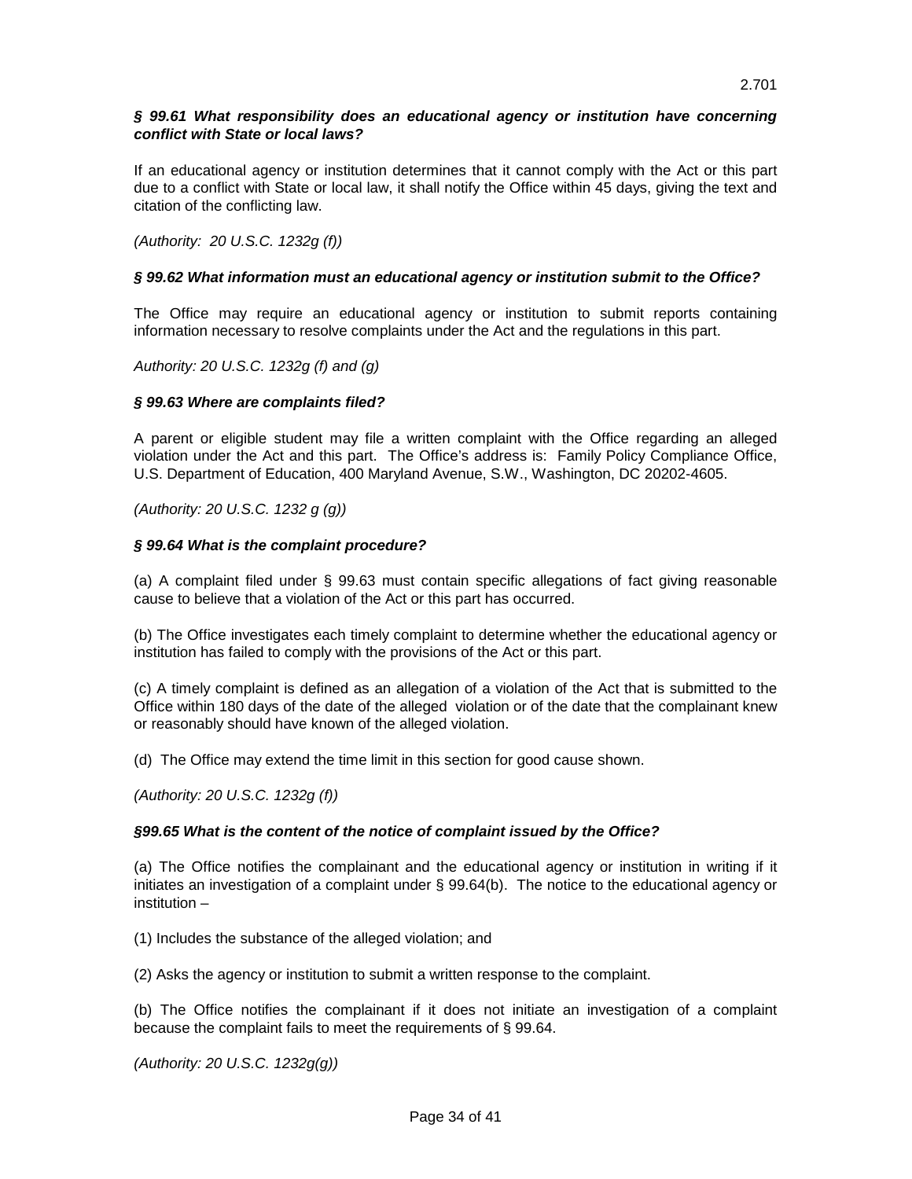### *§ 99.61 What responsibility does an educational agency or institution have concerning conflict with State or local laws?*

If an educational agency or institution determines that it cannot comply with the Act or this part due to a conflict with State or local law, it shall notify the Office within 45 days, giving the text and citation of the conflicting law.

*(Authority: 20 U.S.C. 1232g (f))*

### *§ 99.62 What information must an educational agency or institution submit to the Office?*

The Office may require an educational agency or institution to submit reports containing information necessary to resolve complaints under the Act and the regulations in this part.

*Authority: 20 U.S.C. 1232g (f) and (g)*

### *§ 99.63 Where are complaints filed?*

A parent or eligible student may file a written complaint with the Office regarding an alleged violation under the Act and this part. The Office's address is: Family Policy Compliance Office, U.S. Department of Education, 400 Maryland Avenue, S.W., Washington, DC 20202-4605.

*(Authority: 20 U.S.C. 1232 g (g))*

### *§ 99.64 What is the complaint procedure?*

(a) A complaint filed under § 99.63 must contain specific allegations of fact giving reasonable cause to believe that a violation of the Act or this part has occurred.

(b) The Office investigates each timely complaint to determine whether the educational agency or institution has failed to comply with the provisions of the Act or this part.

(c) A timely complaint is defined as an allegation of a violation of the Act that is submitted to the Office within 180 days of the date of the alleged violation or of the date that the complainant knew or reasonably should have known of the alleged violation.

(d) The Office may extend the time limit in this section for good cause shown.

*(Authority: 20 U.S.C. 1232g (f))*

### *§99.65 What is the content of the notice of complaint issued by the Office?*

(a) The Office notifies the complainant and the educational agency or institution in writing if it initiates an investigation of a complaint under § 99.64(b). The notice to the educational agency or institution –

(1) Includes the substance of the alleged violation; and

(2) Asks the agency or institution to submit a written response to the complaint.

(b) The Office notifies the complainant if it does not initiate an investigation of a complaint because the complaint fails to meet the requirements of § 99.64.

*(Authority: 20 U.S.C. 1232g(g))*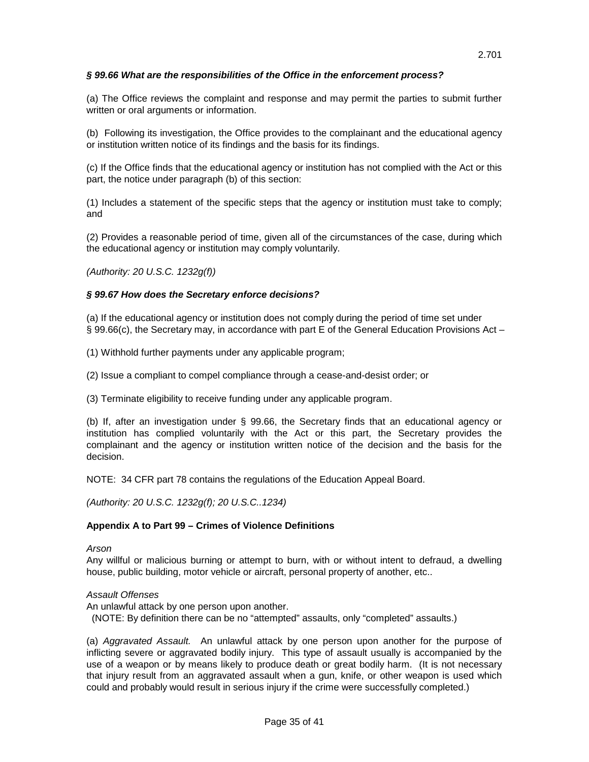### *§ 99.66 What are the responsibilities of the Office in the enforcement process?*

(a) The Office reviews the complaint and response and may permit the parties to submit further written or oral arguments or information.

(b) Following its investigation, the Office provides to the complainant and the educational agency or institution written notice of its findings and the basis for its findings.

(c) If the Office finds that the educational agency or institution has not complied with the Act or this part, the notice under paragraph (b) of this section:

(1) Includes a statement of the specific steps that the agency or institution must take to comply; and

(2) Provides a reasonable period of time, given all of the circumstances of the case, during which the educational agency or institution may comply voluntarily.

*(Authority: 20 U.S.C. 1232g(f))*

### *§ 99.67 How does the Secretary enforce decisions?*

(a) If the educational agency or institution does not comply during the period of time set under § 99.66(c), the Secretary may, in accordance with part E of the General Education Provisions Act –

(1) Withhold further payments under any applicable program;

(2) Issue a compliant to compel compliance through a cease-and-desist order; or

(3) Terminate eligibility to receive funding under any applicable program.

(b) If, after an investigation under § 99.66, the Secretary finds that an educational agency or institution has complied voluntarily with the Act or this part, the Secretary provides the complainant and the agency or institution written notice of the decision and the basis for the decision.

NOTE: 34 CFR part 78 contains the regulations of the Education Appeal Board.

*(Authority: 20 U.S.C. 1232g(f); 20 U.S.C..1234)*

### Appendix A to Part 99 – Crimes of Violence Definitions

*Arson*
Any willful or malicious burning or attempt to burn, with or without intent to defraud, a dwelling house, public building, motor vehicle or aircraft, personal property of another, etc..

*Assault Offenses*
An unlawful attack by one person upon another.
(NOTE: By definition there can be no "attempted" assaults, only "completed" assaults.)

(a) *Aggravated Assault.* An unlawful attack by one person upon another for the purpose of inflicting severe or aggravated bodily injury. This type of assault usually is accompanied by the use of a weapon or by means likely to produce death or great bodily harm. (It is not necessary that injury result from an aggravated assault when a gun, knife, or other weapon is used which could and probably would result in serious injury if the crime were successfully completed.)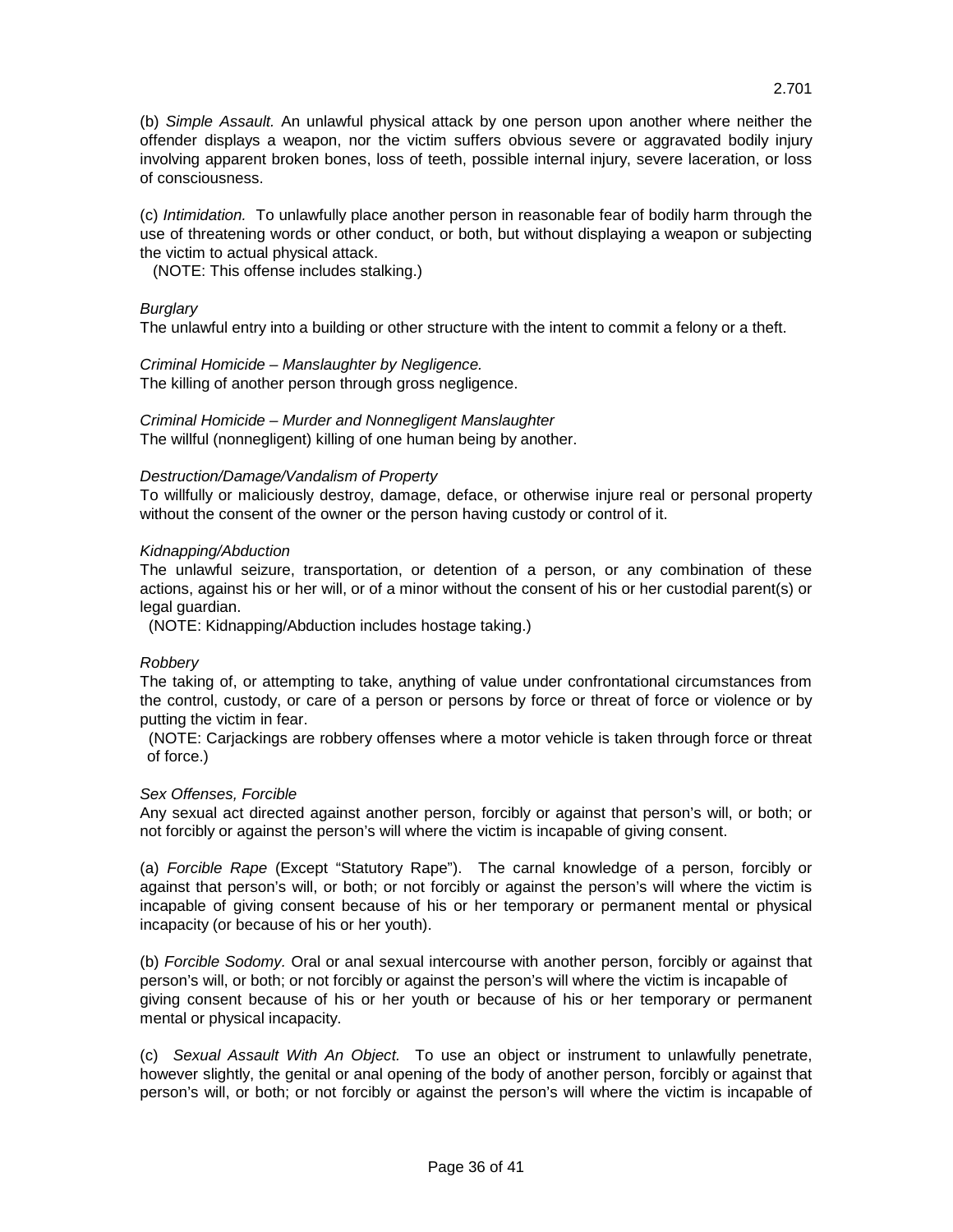(b) *Simple Assault.* An unlawful physical attack by one person upon another where neither the offender displays a weapon, nor the victim suffers obvious severe or aggravated bodily injury involving apparent broken bones, loss of teeth, possible internal injury, severe laceration, or loss of consciousness.

(c) *Intimidation.* To unlawfully place another person in reasonable fear of bodily harm through the use of threatening words or other conduct, or both, but without displaying a weapon or subjecting the victim to actual physical attack.
(NOTE: This offense includes stalking.)

*Burglary*
The unlawful entry into a building or other structure with the intent to commit a felony or a theft.

*Criminal Homicide – Manslaughter by Negligence.*
The killing of another person through gross negligence.

*Criminal Homicide – Murder and Nonnegligent Manslaughter*
The willful (nonnegligent) killing of one human being by another.

*Destruction/Damage/Vandalism of Property*
To willfully or maliciously destroy, damage, deface, or otherwise injure real or personal property without the consent of the owner or the person having custody or control of it.

*Kidnapping/Abduction*
The unlawful seizure, transportation, or detention of a person, or any combination of these actions, against his or her will, or of a minor without the consent of his or her custodial parent(s) or legal guardian.
(NOTE: Kidnapping/Abduction includes hostage taking.)

*Robbery*
The taking of, or attempting to take, anything of value under confrontational circumstances from the control, custody, or care of a person or persons by force or threat of force or violence or by putting the victim in fear.
(NOTE: Carjackings are robbery offenses where a motor vehicle is taken through force or threat of force.)

*Sex Offenses, Forcible*
Any sexual act directed against another person, forcibly or against that person's will, or both; or not forcibly or against the person's will where the victim is incapable of giving consent.

(a) *Forcible Rape* (Except "Statutory Rape"). The carnal knowledge of a person, forcibly or against that person's will, or both; or not forcibly or against the person's will where the victim is incapable of giving consent because of his or her temporary or permanent mental or physical incapacity (or because of his or her youth).

(b) *Forcible Sodomy.* Oral or anal sexual intercourse with another person, forcibly or against that person's will, or both; or not forcibly or against the person's will where the victim is incapable of giving consent because of his or her youth or because of his or her temporary or permanent mental or physical incapacity.

(c) *Sexual Assault With An Object.* To use an object or instrument to unlawfully penetrate, however slightly, the genital or anal opening of the body of another person, forcibly or against that person's will, or both; or not forcibly or against the person's will where the victim is incapable of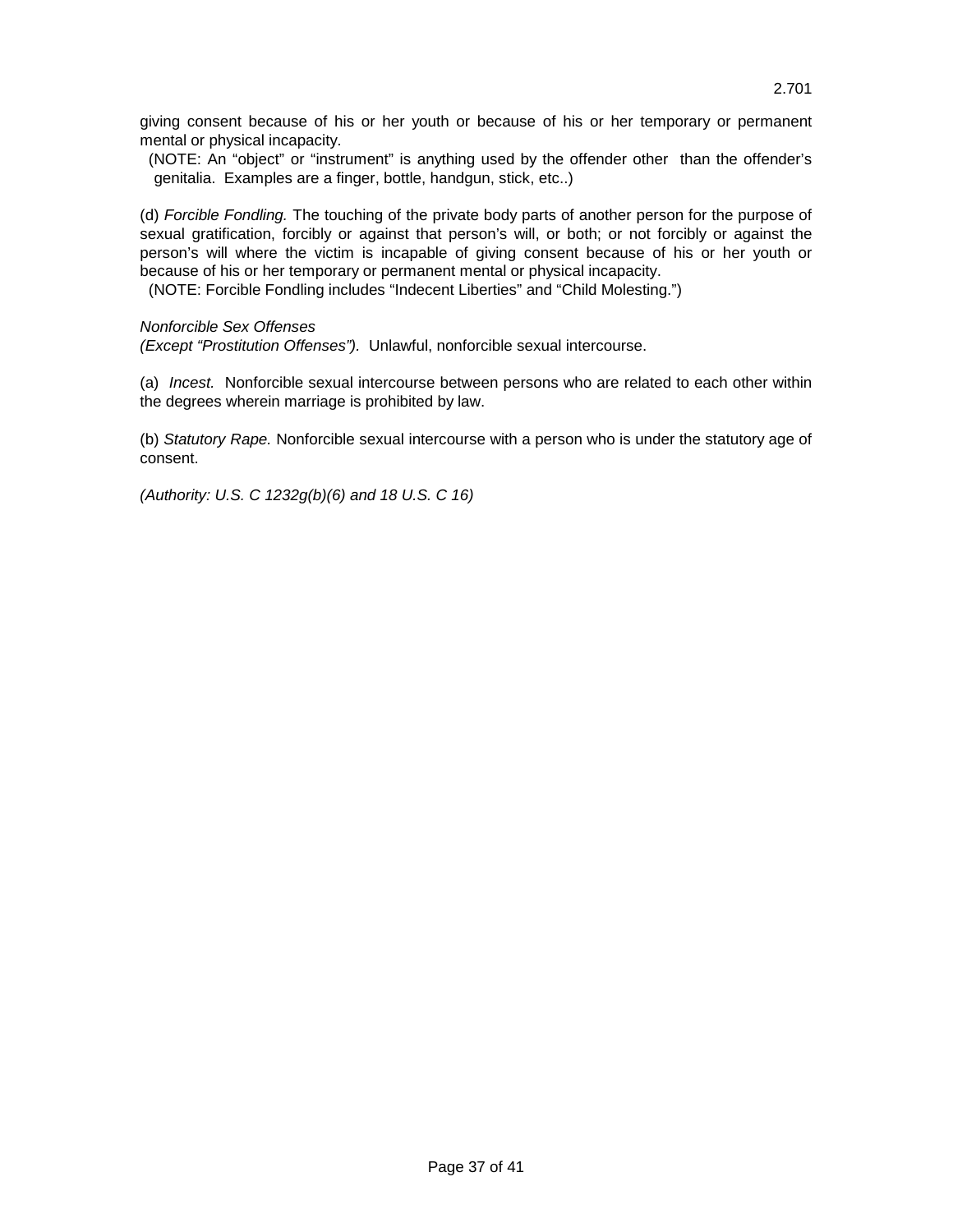giving consent because of his or her youth or because of his or her temporary or permanent mental or physical incapacity.
(NOTE: An "object" or "instrument" is anything used by the offender other than the offender's genitalia. Examples are a finger, bottle, handgun, stick, etc..)

(d) *Forcible Fondling.* The touching of the private body parts of another person for the purpose of sexual gratification, forcibly or against that person's will, or both; or not forcibly or against the person's will where the victim is incapable of giving consent because of his or her youth or because of his or her temporary or permanent mental or physical incapacity.
(NOTE: Forcible Fondling includes "Indecent Liberties" and "Child Molesting.")

*Nonforcible Sex Offenses*
*(Except "Prostitution Offenses").* Unlawful, nonforcible sexual intercourse.

(a) *Incest.* Nonforcible sexual intercourse between persons who are related to each other within the degrees wherein marriage is prohibited by law.

(b) *Statutory Rape.* Nonforcible sexual intercourse with a person who is under the statutory age of consent.

*(Authority: U.S. C 1232g(b)(6) and 18 U.S. C 16)*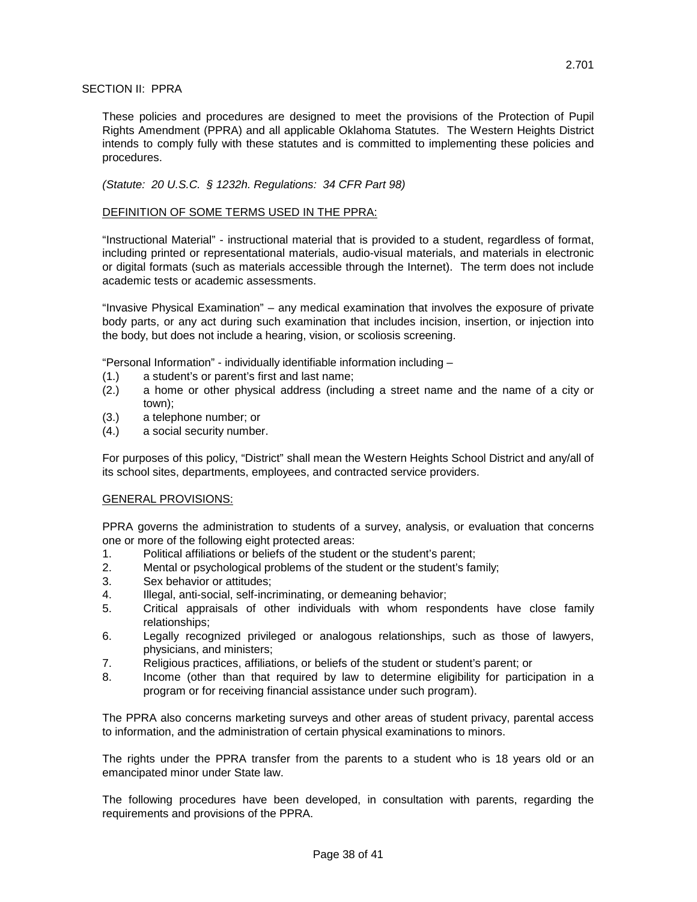## SECTION II: PPRA

These policies and procedures are designed to meet the provisions of the Protection of Pupil Rights Amendment (PPRA) and all applicable Oklahoma Statutes. The Western Heights District intends to comply fully with these statutes and is committed to implementing these policies and procedures.

*(Statute: 20 U.S.C. § 1232h. Regulations: 34 CFR Part 98)*

### DEFINITION OF SOME TERMS USED IN THE PPRA:

"Instructional Material" - instructional material that is provided to a student, regardless of format, including printed or representational materials, audio-visual materials, and materials in electronic or digital formats (such as materials accessible through the Internet). The term does not include academic tests or academic assessments.

"Invasive Physical Examination" – any medical examination that involves the exposure of private body parts, or any act during such examination that includes incision, insertion, or injection into the body, but does not include a hearing, vision, or scoliosis screening.

"Personal Information" - individually identifiable information including –

(1.) a student's or parent's first and last name;
(2.) a home or other physical address (including a street name and the name of a city or town);
(3.) a telephone number; or
(4.) a social security number.

For purposes of this policy, "District" shall mean the Western Heights School District and any/all of its school sites, departments, employees, and contracted service providers.

### GENERAL PROVISIONS:

PPRA governs the administration to students of a survey, analysis, or evaluation that concerns one or more of the following eight protected areas:

1. Political affiliations or beliefs of the student or the student's parent;
2. Mental or psychological problems of the student or the student's family;
3. Sex behavior or attitudes;
4. Illegal, anti-social, self-incriminating, or demeaning behavior;
5. Critical appraisals of other individuals with whom respondents have close family relationships;
6. Legally recognized privileged or analogous relationships, such as those of lawyers, physicians, and ministers;
7. Religious practices, affiliations, or beliefs of the student or student's parent; or
8. Income (other than that required by law to determine eligibility for participation in a program or for receiving financial assistance under such program).

The PPRA also concerns marketing surveys and other areas of student privacy, parental access to information, and the administration of certain physical examinations to minors.

The rights under the PPRA transfer from the parents to a student who is 18 years old or an emancipated minor under State law.

The following procedures have been developed, in consultation with parents, regarding the requirements and provisions of the PPRA.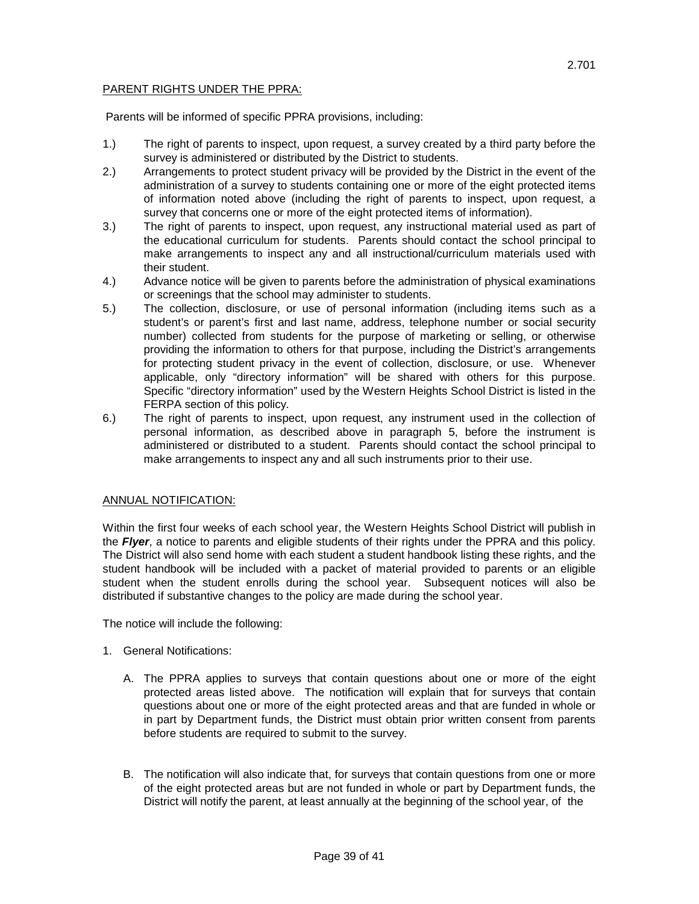## PARENT RIGHTS UNDER THE PPRA:

Parents will be informed of specific PPRA provisions, including:

1.) The right of parents to inspect, upon request, a survey created by a third party before the survey is administered or distributed by the District to students.
2.) Arrangements to protect student privacy will be provided by the District in the event of the administration of a survey to students containing one or more of the eight protected items of information noted above (including the right of parents to inspect, upon request, a survey that concerns one or more of the eight protected items of information).
3.) The right of parents to inspect, upon request, any instructional material used as part of the educational curriculum for students. Parents should contact the school principal to make arrangements to inspect any and all instructional/curriculum materials used with their student.
4.) Advance notice will be given to parents before the administration of physical examinations or screenings that the school may administer to students.
5.) The collection, disclosure, or use of personal information (including items such as a student's or parent's first and last name, address, telephone number or social security number) collected from students for the purpose of marketing or selling, or otherwise providing the information to others for that purpose, including the District's arrangements for protecting student privacy in the event of collection, disclosure, or use. Whenever applicable, only "directory information" will be shared with others for this purpose. Specific "directory information" used by the Western Heights School District is listed in the FERPA section of this policy.
6.) The right of parents to inspect, upon request, any instrument used in the collection of personal information, as described above in paragraph 5, before the instrument is administered or distributed to a student. Parents should contact the school principal to make arrangements to inspect any and all such instruments prior to their use.

## ANNUAL NOTIFICATION:

Within the first four weeks of each school year, the Western Heights School District will publish in the ***Flyer***, a notice to parents and eligible students of their rights under the PPRA and this policy. The District will also send home with each student a student handbook listing these rights, and the student handbook will be included with a packet of material provided to parents or an eligible student when the student enrolls during the school year. Subsequent notices will also be distributed if substantive changes to the policy are made during the school year.

The notice will include the following:

1. General Notifications:

   A. The PPRA applies to surveys that contain questions about one or more of the eight protected areas listed above. The notification will explain that for surveys that contain questions about one or more of the eight protected areas and that are funded in whole or in part by Department funds, the District must obtain prior written consent from parents before students are required to submit to the survey.

   B. The notification will also indicate that, for surveys that contain questions from one or more of the eight protected areas but are not funded in whole or part by Department funds, the District will notify the parent, at least annually at the beginning of the school year, of the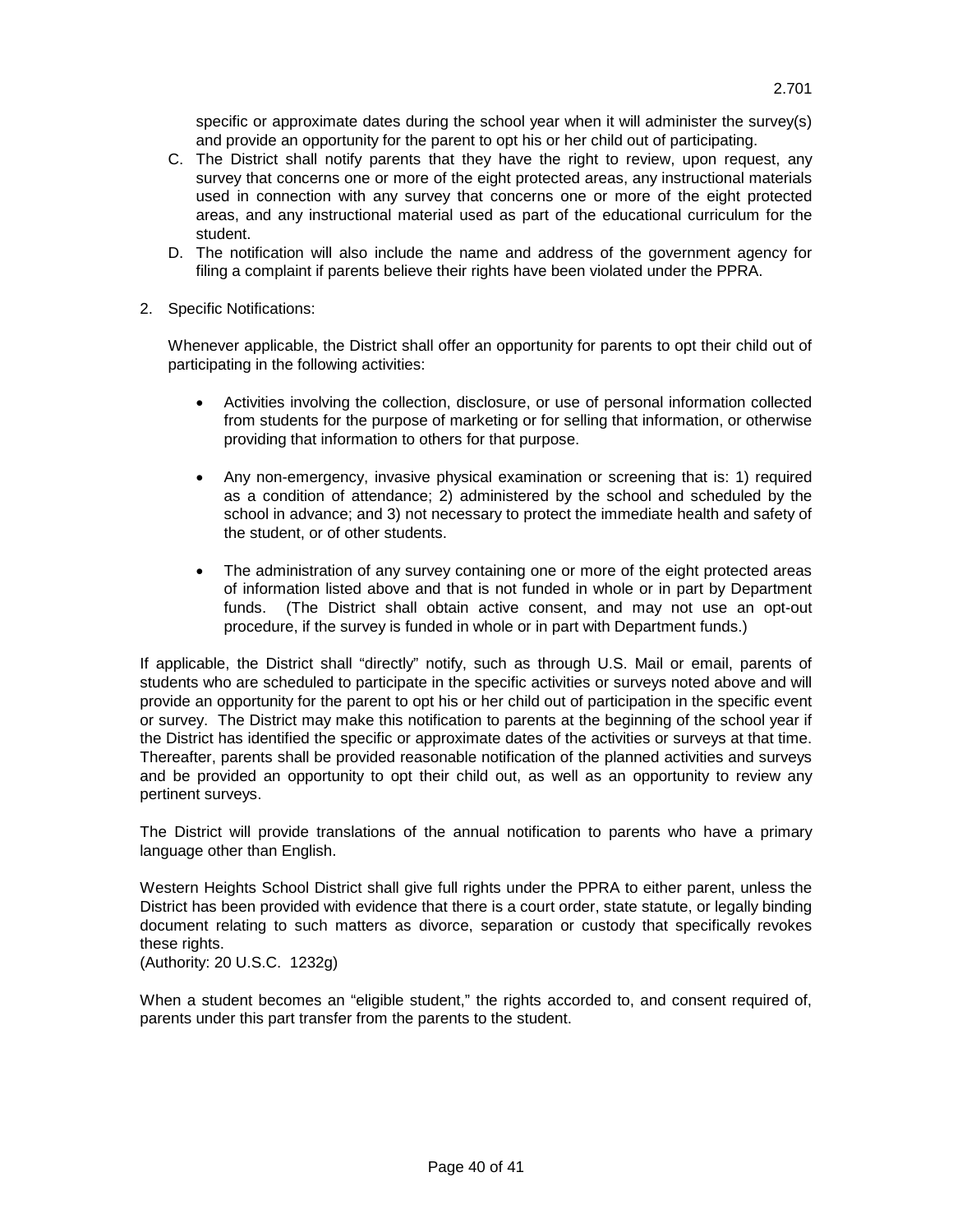specific or approximate dates during the school year when it will administer the survey(s) and provide an opportunity for the parent to opt his or her child out of participating.

C. The District shall notify parents that they have the right to review, upon request, any survey that concerns one or more of the eight protected areas, any instructional materials used in connection with any survey that concerns one or more of the eight protected areas, and any instructional material used as part of the educational curriculum for the student.

D. The notification will also include the name and address of the government agency for filing a complaint if parents believe their rights have been violated under the PPRA.

2. Specific Notifications:

   Whenever applicable, the District shall offer an opportunity for parents to opt their child out of participating in the following activities:

   - Activities involving the collection, disclosure, or use of personal information collected from students for the purpose of marketing or for selling that information, or otherwise providing that information to others for that purpose.

   - Any non-emergency, invasive physical examination or screening that is: 1) required as a condition of attendance; 2) administered by the school and scheduled by the school in advance; and 3) not necessary to protect the immediate health and safety of the student, or of other students.

   - The administration of any survey containing one or more of the eight protected areas of information listed above and that is not funded in whole or in part by Department funds. (The District shall obtain active consent, and may not use an opt-out procedure, if the survey is funded in whole or in part with Department funds.)

If applicable, the District shall "directly" notify, such as through U.S. Mail or email, parents of students who are scheduled to participate in the specific activities or surveys noted above and will provide an opportunity for the parent to opt his or her child out of participation in the specific event or survey. The District may make this notification to parents at the beginning of the school year if the District has identified the specific or approximate dates of the activities or surveys at that time. Thereafter, parents shall be provided reasonable notification of the planned activities and surveys and be provided an opportunity to opt their child out, as well as an opportunity to review any pertinent surveys.

The District will provide translations of the annual notification to parents who have a primary language other than English.

Western Heights School District shall give full rights under the PPRA to either parent, unless the District has been provided with evidence that there is a court order, state statute, or legally binding document relating to such matters as divorce, separation or custody that specifically revokes these rights.
(Authority: 20 U.S.C. 1232g)

When a student becomes an "eligible student," the rights accorded to, and consent required of, parents under this part transfer from the parents to the student.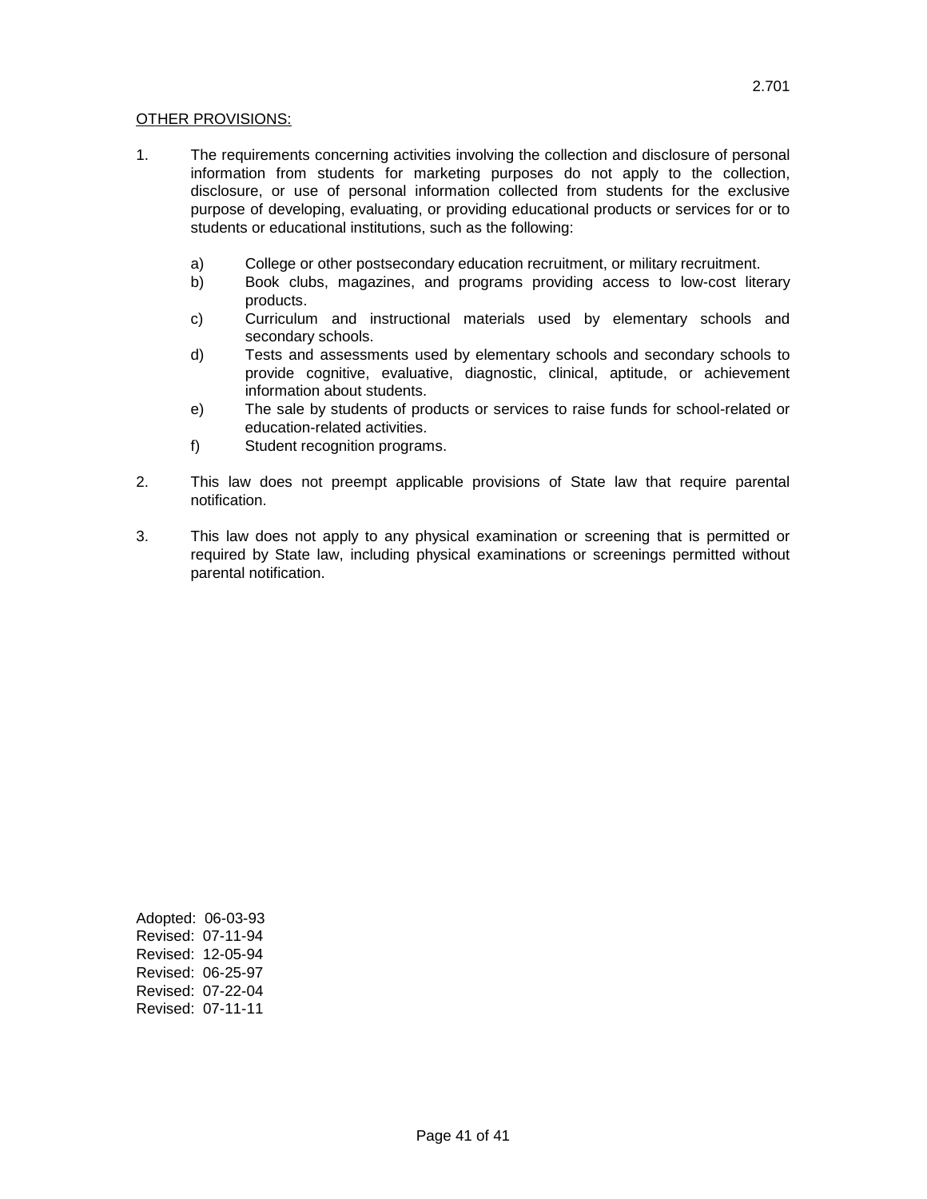OTHER PROVISIONS:

1. The requirements concerning activities involving the collection and disclosure of personal information from students for marketing purposes do not apply to the collection, disclosure, or use of personal information collected from students for the exclusive purpose of developing, evaluating, or providing educational products or services for or to students or educational institutions, such as the following:

   a) College or other postsecondary education recruitment, or military recruitment.
   b) Book clubs, magazines, and programs providing access to low-cost literary products.
   c) Curriculum and instructional materials used by elementary schools and secondary schools.
   d) Tests and assessments used by elementary schools and secondary schools to provide cognitive, evaluative, diagnostic, clinical, aptitude, or achievement information about students.
   e) The sale by students of products or services to raise funds for school-related or education-related activities.
   f) Student recognition programs.

2. This law does not preempt applicable provisions of State law that require parental notification.

3. This law does not apply to any physical examination or screening that is permitted or required by State law, including physical examinations or screenings permitted without parental notification.

Adopted: 06-03-93
Revised: 07-11-94
Revised: 12-05-94
Revised: 06-25-97
Revised: 07-22-04
Revised: 07-11-11